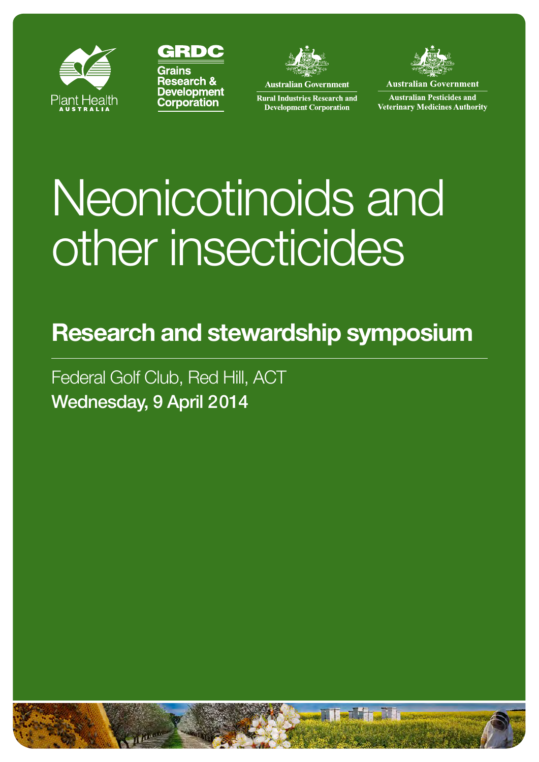Plant Health AUSTRALIA

GRDC Grains Research & Development Corporation

Australian Government
Rural Industries Research and Development Corporation

Australian Government
Australian Pesticides and Veterinary Medicines Authority

# Neonicotinoids and other insecticides

## Research and stewardship symposium

Federal Golf Club, Red Hill, ACT

**Wednesday, 9 April 2014**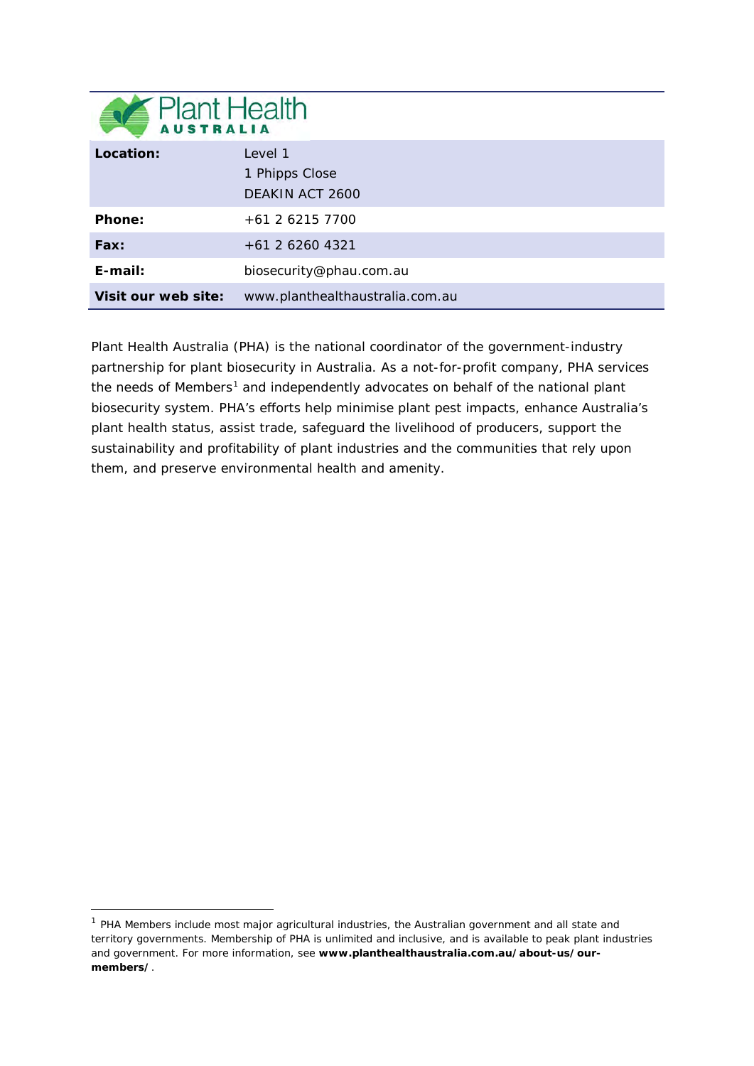Plant Health AUSTRALIA

| Location: | Level 1<br>1 Phipps Close<br>DEAKIN ACT 2600 |
| --- | --- |
| Phone: | +61 2 6215 7700 |
| Fax: | +61 2 6260 4321 |
| E-mail: | biosecurity@phau.com.au |
| Visit our web site: | www.planthealthaustralia.com.au |

Plant Health Australia (PHA) is the national coordinator of the government-industry partnership for plant biosecurity in Australia. As a not-for-profit company, PHA services the needs of Members[1] and independently advocates on behalf of the national plant biosecurity system. PHA's efforts help minimise plant pest impacts, enhance Australia's plant health status, assist trade, safeguard the livelihood of producers, support the sustainability and profitability of plant industries and the communities that rely upon them, and preserve environmental health and amenity.

---

[1] PHA Members include most major agricultural industries, the Australian government and all state and territory governments. Membership of PHA is unlimited and inclusive, and is available to peak plant industries and government. For more information, see **www.planthealthaustralia.com.au/about-us/our-members/**.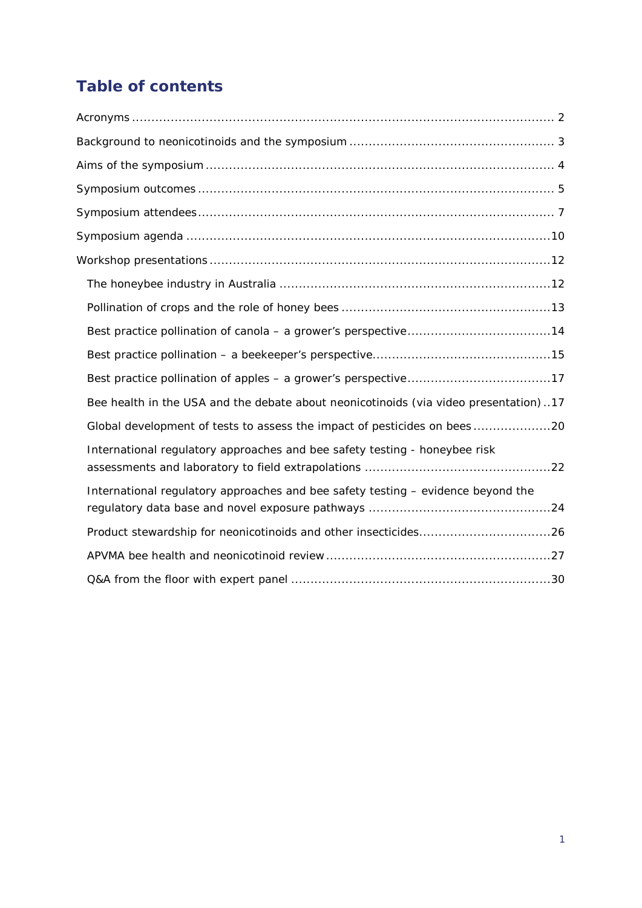# Table of contents

- Acronyms ........ 2
- Background to neonicotinoids and the symposium ........ 3
- Aims of the symposium ........ 4
- Symposium outcomes ........ 5
- Symposium attendees ........ 7
- Symposium agenda ........ 10
- Workshop presentations ........ 12
  - The honeybee industry in Australia ........ 12
  - Pollination of crops and the role of honey bees ........ 13
  - Best practice pollination of canola – a grower's perspective ........ 14
  - Best practice pollination – a beekeeper's perspective ........ 15
  - Best practice pollination of apples – a grower's perspective ........ 17
  - Bee health in the USA and the debate about neonicotinoids (via video presentation) ........ 17
  - Global development of tests to assess the impact of pesticides on bees ........ 20
  - International regulatory approaches and bee safety testing - honeybee risk assessments and laboratory to field extrapolations ........ 22
  - International regulatory approaches and bee safety testing – evidence beyond the regulatory data base and novel exposure pathways ........ 24
  - Product stewardship for neonicotinoids and other insecticides ........ 26
  - APVMA bee health and neonicotinoid review ........ 27
  - Q&A from the floor with expert panel ........ 30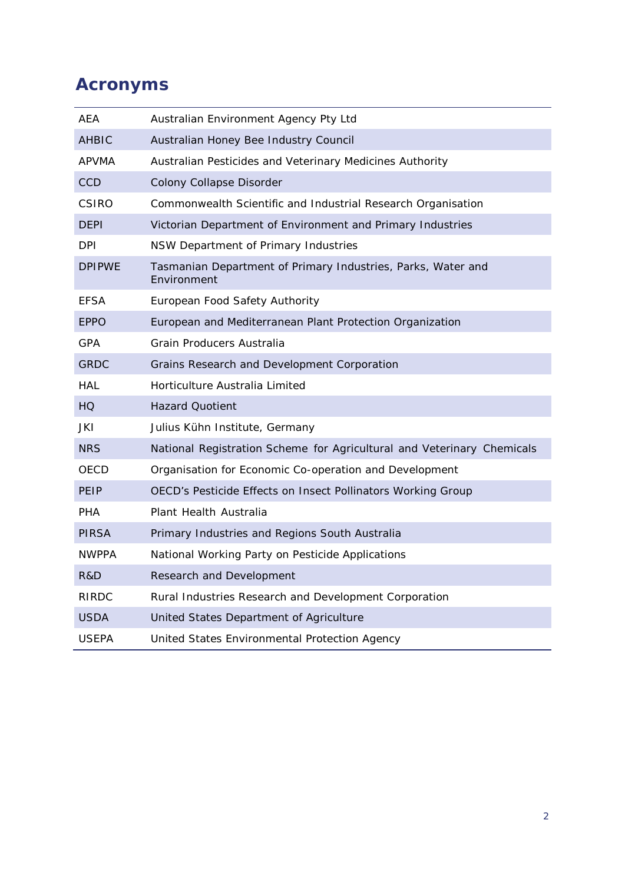# Acronyms

| | |
|---|---|
| AEA | Australian Environment Agency Pty Ltd |
| AHBIC | Australian Honey Bee Industry Council |
| APVMA | Australian Pesticides and Veterinary Medicines Authority |
| CCD | Colony Collapse Disorder |
| CSIRO | Commonwealth Scientific and Industrial Research Organisation |
| DEPI | Victorian Department of Environment and Primary Industries |
| DPI | NSW Department of Primary Industries |
| DPIPWE | Tasmanian Department of Primary Industries, Parks, Water and Environment |
| EFSA | European Food Safety Authority |
| EPPO | European and Mediterranean Plant Protection Organization |
| GPA | Grain Producers Australia |
| GRDC | Grains Research and Development Corporation |
| HAL | Horticulture Australia Limited |
| HQ | Hazard Quotient |
| JKI | Julius Kühn Institute, Germany |
| NRS | National Registration Scheme for Agricultural and Veterinary Chemicals |
| OECD | Organisation for Economic Co-operation and Development |
| PEIP | OECD's Pesticide Effects on Insect Pollinators Working Group |
| PHA | Plant Health Australia |
| PIRSA | Primary Industries and Regions South Australia |
| NWPPA | National Working Party on Pesticide Applications |
| R&D | Research and Development |
| RIRDC | Rural Industries Research and Development Corporation |
| USDA | United States Department of Agriculture |
| USEPA | United States Environmental Protection Agency |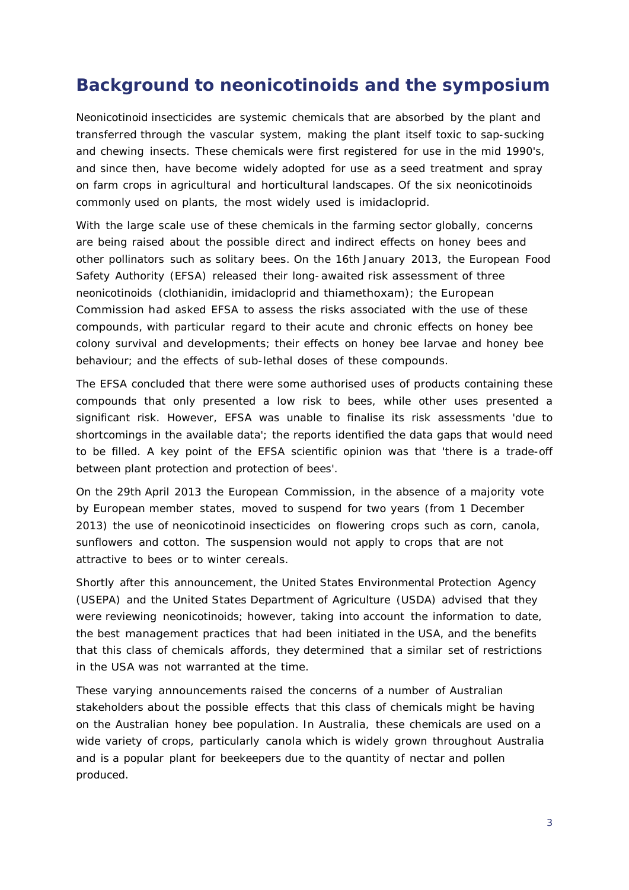## Background to neonicotinoids and the symposium

Neonicotinoid insecticides are systemic chemicals that are absorbed by the plant and transferred through the vascular system, making the plant itself toxic to sap-sucking and chewing insects. These chemicals were first registered for use in the mid 1990's, and since then, have become widely adopted for use as a seed treatment and spray on farm crops in agricultural and horticultural landscapes. Of the six neonicotinoids commonly used on plants, the most widely used is imidacloprid.

With the large scale use of these chemicals in the farming sector globally, concerns are being raised about the possible direct and indirect effects on honey bees and other pollinators such as solitary bees. On the 16th January 2013, the European Food Safety Authority (EFSA) released their long-awaited risk assessment of three neonicotinoids (clothianidin, imidacloprid and thiamethoxam); the European Commission had asked EFSA to assess the risks associated with the use of these compounds, with particular regard to their acute and chronic effects on honey bee colony survival and developments; their effects on honey bee larvae and honey bee behaviour; and the effects of sub-lethal doses of these compounds.

The EFSA concluded that there were some authorised uses of products containing these compounds that only presented a low risk to bees, while other uses presented a significant risk. However, EFSA was unable to finalise its risk assessments 'due to shortcomings in the available data'; the reports identified the data gaps that would need to be filled. A key point of the EFSA scientific opinion was that 'there is a trade-off between plant protection and protection of bees'.

On the 29th April 2013 the European Commission, in the absence of a majority vote by European member states, moved to suspend for two years (from 1 December 2013) the use of neonicotinoid insecticides on flowering crops such as corn, canola, sunflowers and cotton. The suspension would not apply to crops that are not attractive to bees or to winter cereals.

Shortly after this announcement, the United States Environmental Protection Agency (USEPA) and the United States Department of Agriculture (USDA) advised that they were reviewing neonicotinoids; however, taking into account the information to date, the best management practices that had been initiated in the USA, and the benefits that this class of chemicals affords, they determined that a similar set of restrictions in the USA was not warranted at the time.

These varying announcements raised the concerns of a number of Australian stakeholders about the possible effects that this class of chemicals might be having on the Australian honey bee population. In Australia, these chemicals are used on a wide variety of crops, particularly canola which is widely grown throughout Australia and is a popular plant for beekeepers due to the quantity of nectar and pollen produced.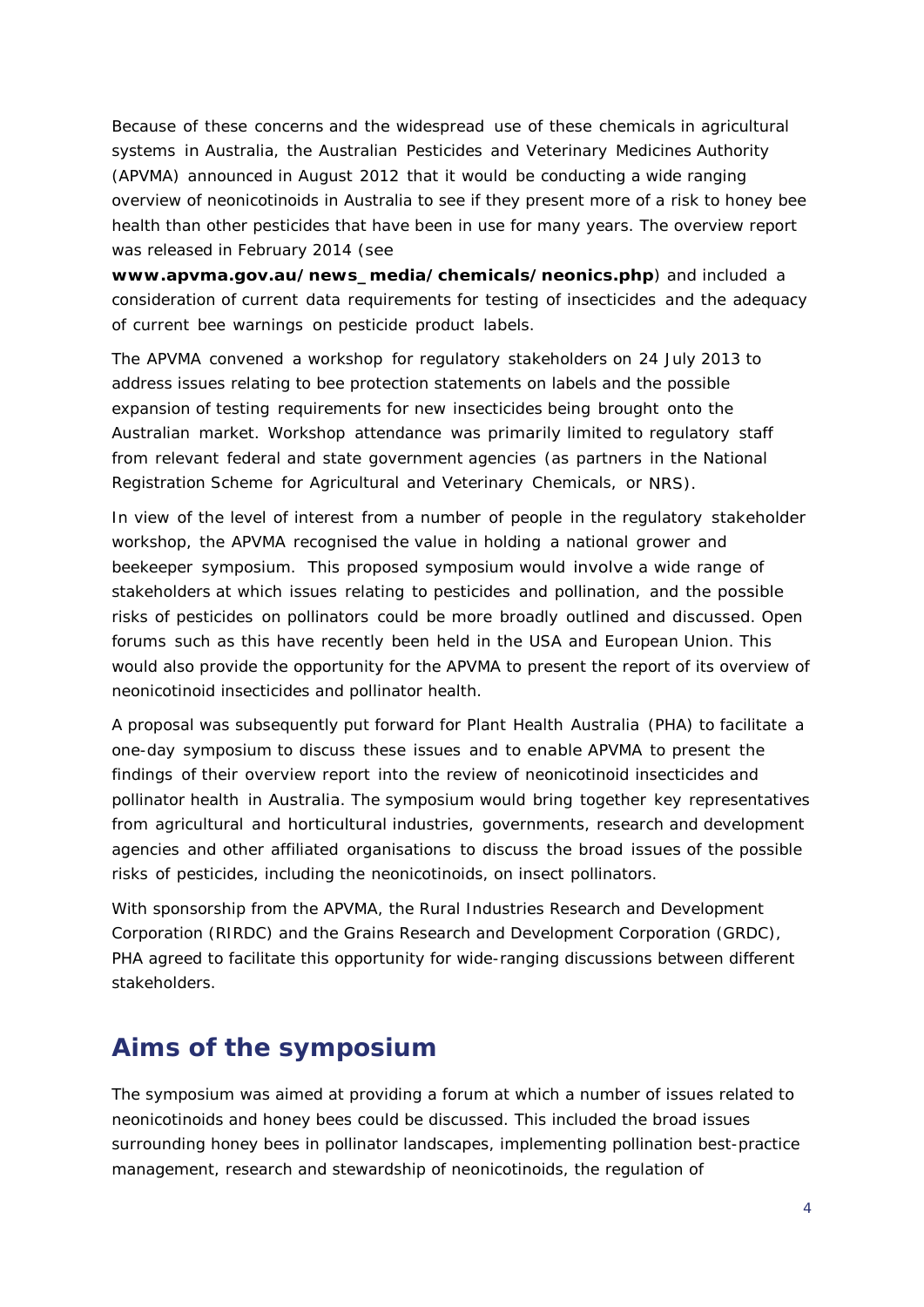Because of these concerns and the widespread use of these chemicals in agricultural systems in Australia, the Australian Pesticides and Veterinary Medicines Authority (APVMA) announced in August 2012 that it would be conducting a wide ranging overview of neonicotinoids in Australia to see if they present more of a risk to honey bee health than other pesticides that have been in use for many years. The overview report was released in February 2014 (see **www.apvma.gov.au/news_media/chemicals/neonics.php**) and included a consideration of current data requirements for testing of insecticides and the adequacy of current bee warnings on pesticide product labels.

The APVMA convened a workshop for regulatory stakeholders on 24 July 2013 to address issues relating to bee protection statements on labels and the possible expansion of testing requirements for new insecticides being brought onto the Australian market. Workshop attendance was primarily limited to regulatory staff from relevant federal and state government agencies (as partners in the National Registration Scheme for Agricultural and Veterinary Chemicals, or NRS).

In view of the level of interest from a number of people in the regulatory stakeholder workshop, the APVMA recognised the value in holding a national grower and beekeeper symposium. This proposed symposium would involve a wide range of stakeholders at which issues relating to pesticides and pollination, and the possible risks of pesticides on pollinators could be more broadly outlined and discussed. Open forums such as this have recently been held in the USA and European Union. This would also provide the opportunity for the APVMA to present the report of its overview of neonicotinoid insecticides and pollinator health.

A proposal was subsequently put forward for Plant Health Australia (PHA) to facilitate a one-day symposium to discuss these issues and to enable APVMA to present the findings of their overview report into the review of neonicotinoid insecticides and pollinator health in Australia. The symposium would bring together key representatives from agricultural and horticultural industries, governments, research and development agencies and other affiliated organisations to discuss the broad issues of the possible risks of pesticides, including the neonicotinoids, on insect pollinators.

With sponsorship from the APVMA, the Rural Industries Research and Development Corporation (RIRDC) and the Grains Research and Development Corporation (GRDC), PHA agreed to facilitate this opportunity for wide-ranging discussions between different stakeholders.

## Aims of the symposium

The symposium was aimed at providing a forum at which a number of issues related to neonicotinoids and honey bees could be discussed. This included the broad issues surrounding honey bees in pollinator landscapes, implementing pollination best-practice management, research and stewardship of neonicotinoids, the regulation of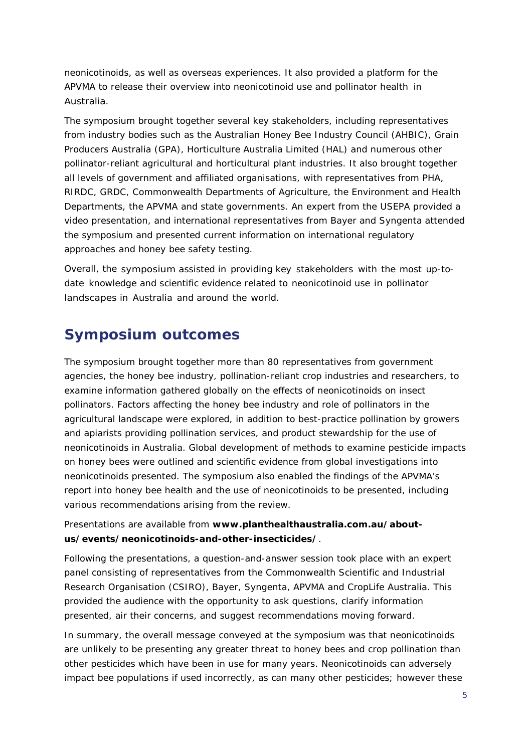neonicotinoids, as well as overseas experiences. It also provided a platform for the APVMA to release their overview into neonicotinoid use and pollinator health in Australia.

The symposium brought together several key stakeholders, including representatives from industry bodies such as the Australian Honey Bee Industry Council (AHBIC), Grain Producers Australia (GPA), Horticulture Australia Limited (HAL) and numerous other pollinator-reliant agricultural and horticultural plant industries. It also brought together all levels of government and affiliated organisations, with representatives from PHA, RIRDC, GRDC, Commonwealth Departments of Agriculture, the Environment and Health Departments, the APVMA and state governments. An expert from the USEPA provided a video presentation, and international representatives from Bayer and Syngenta attended the symposium and presented current information on international regulatory approaches and honey bee safety testing.

Overall, the symposium assisted in providing key stakeholders with the most up-to-date knowledge and scientific evidence related to neonicotinoid use in pollinator landscapes in Australia and around the world.

## Symposium outcomes

The symposium brought together more than 80 representatives from government agencies, the honey bee industry, pollination-reliant crop industries and researchers, to examine information gathered globally on the effects of neonicotinoids on insect pollinators. Factors affecting the honey bee industry and role of pollinators in the agricultural landscape were explored, in addition to best-practice pollination by growers and apiarists providing pollination services, and product stewardship for the use of neonicotinoids in Australia. Global development of methods to examine pesticide impacts on honey bees were outlined and scientific evidence from global investigations into neonicotinoids presented. The symposium also enabled the findings of the APVMA's report into honey bee health and the use of neonicotinoids to be presented, including various recommendations arising from the review.

Presentations are available from **www.planthealthaustralia.com.au/about-us/events/neonicotinoids-and-other-insecticides/**.

Following the presentations, a question-and-answer session took place with an expert panel consisting of representatives from the Commonwealth Scientific and Industrial Research Organisation (CSIRO), Bayer, Syngenta, APVMA and CropLife Australia. This provided the audience with the opportunity to ask questions, clarify information presented, air their concerns, and suggest recommendations moving forward.

In summary, the overall message conveyed at the symposium was that neonicotinoids are unlikely to be presenting any greater threat to honey bees and crop pollination than other pesticides which have been in use for many years. Neonicotinoids can adversely impact bee populations if used incorrectly, as can many other pesticides; however these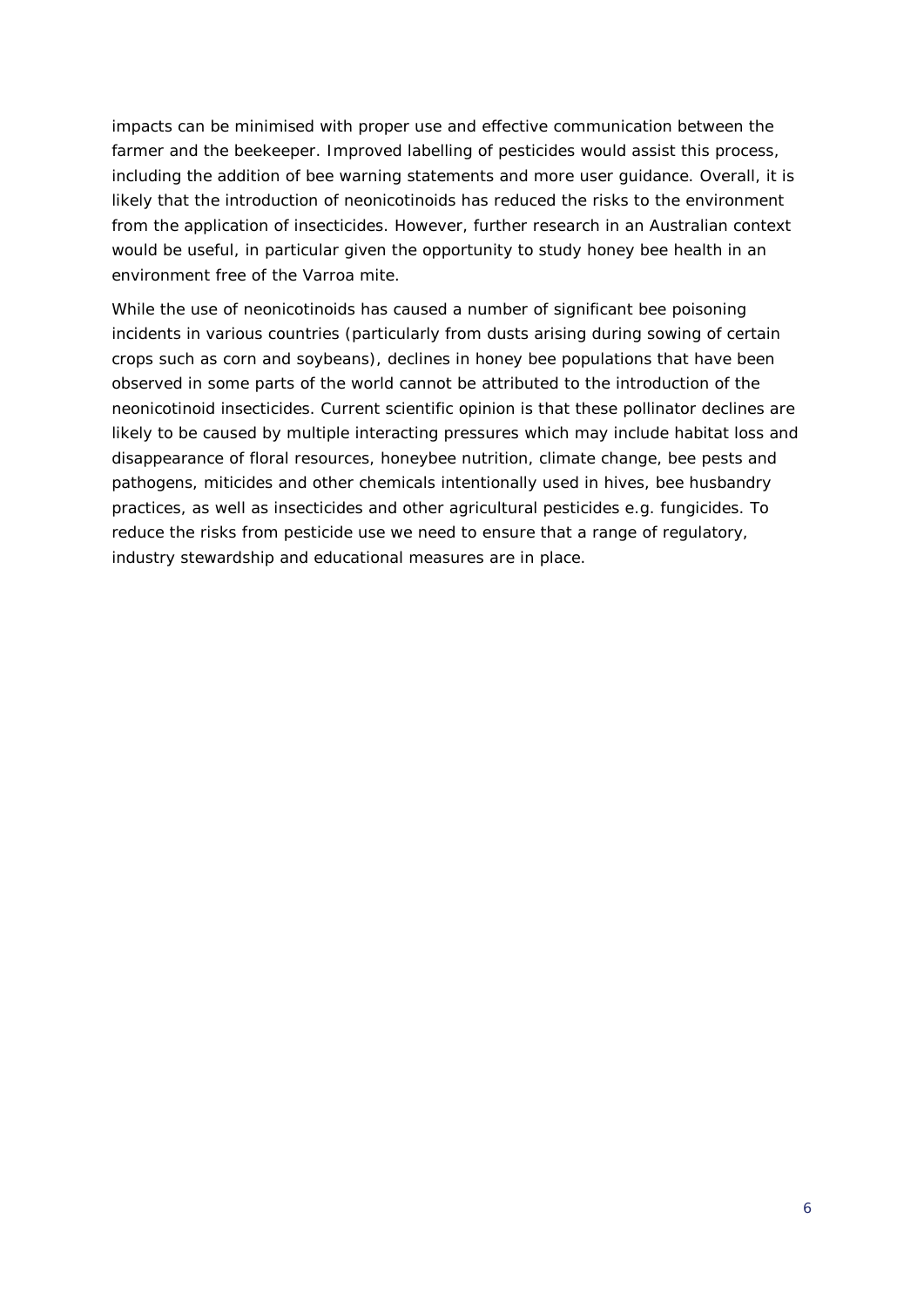impacts can be minimised with proper use and effective communication between the farmer and the beekeeper. Improved labelling of pesticides would assist this process, including the addition of bee warning statements and more user guidance. Overall, it is likely that the introduction of neonicotinoids has reduced the risks to the environment from the application of insecticides. However, further research in an Australian context would be useful, in particular given the opportunity to study honey bee health in an environment free of the Varroa mite.

While the use of neonicotinoids has caused a number of significant bee poisoning incidents in various countries (particularly from dusts arising during sowing of certain crops such as corn and soybeans), declines in honey bee populations that have been observed in some parts of the world cannot be attributed to the introduction of the neonicotinoid insecticides. Current scientific opinion is that these pollinator declines are likely to be caused by multiple interacting pressures which may include habitat loss and disappearance of floral resources, honeybee nutrition, climate change, bee pests and pathogens, miticides and other chemicals intentionally used in hives, bee husbandry practices, as well as insecticides and other agricultural pesticides e.g. fungicides. To reduce the risks from pesticide use we need to ensure that a range of regulatory, industry stewardship and educational measures are in place.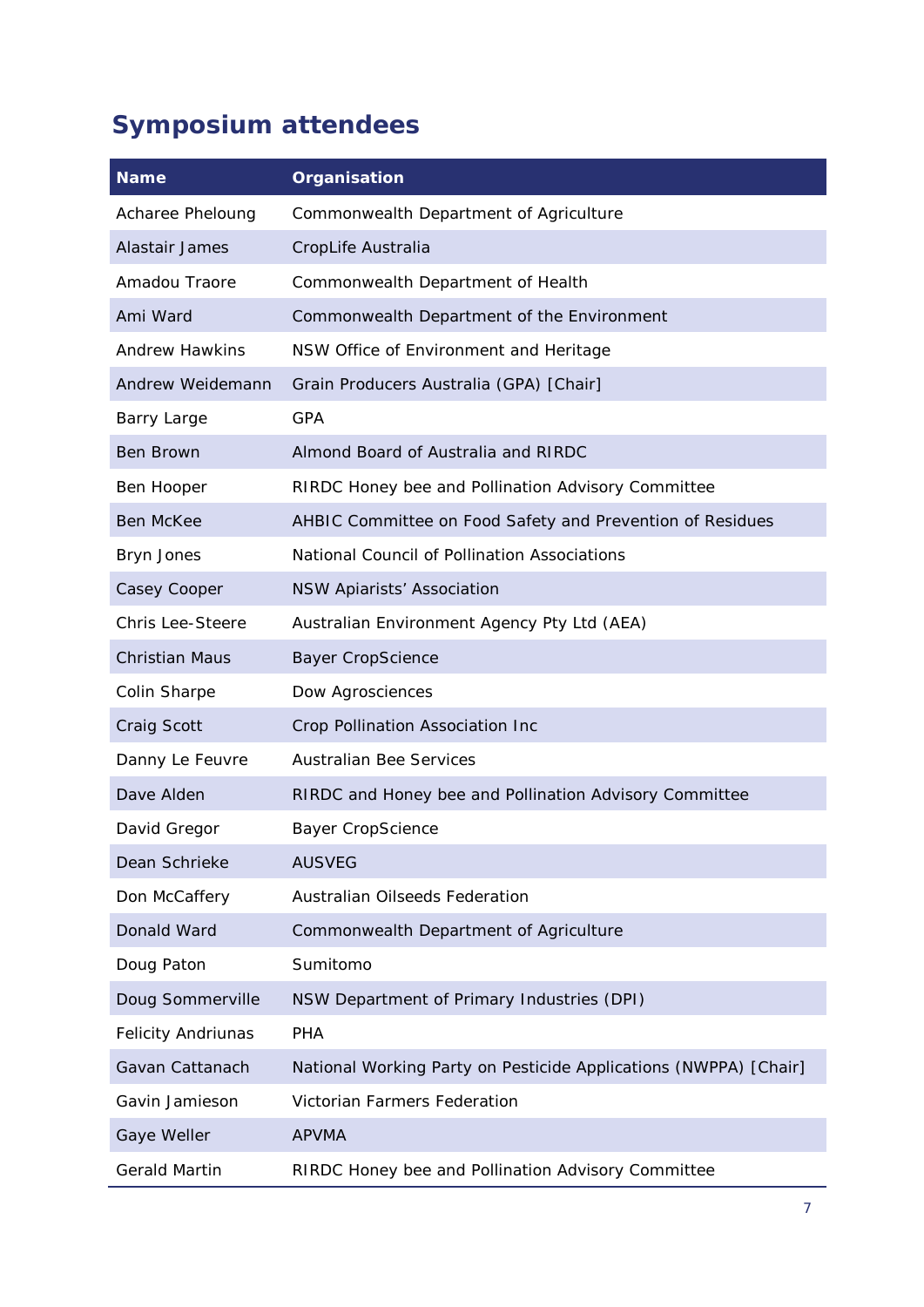## Symposium attendees

| Name | Organisation |
|---|---|
| Acharee Pheloung | Commonwealth Department of Agriculture |
| Alastair James | CropLife Australia |
| Amadou Traore | Commonwealth Department of Health |
| Ami Ward | Commonwealth Department of the Environment |
| Andrew Hawkins | NSW Office of Environment and Heritage |
| Andrew Weidemann | Grain Producers Australia (GPA) [Chair] |
| Barry Large | GPA |
| Ben Brown | Almond Board of Australia and RIRDC |
| Ben Hooper | RIRDC Honey bee and Pollination Advisory Committee |
| Ben McKee | AHBIC Committee on Food Safety and Prevention of Residues |
| Bryn Jones | National Council of Pollination Associations |
| Casey Cooper | NSW Apiarists' Association |
| Chris Lee-Steere | Australian Environment Agency Pty Ltd (AEA) |
| Christian Maus | Bayer CropScience |
| Colin Sharpe | Dow Agrosciences |
| Craig Scott | Crop Pollination Association Inc |
| Danny Le Feuvre | Australian Bee Services |
| Dave Alden | RIRDC and Honey bee and Pollination Advisory Committee |
| David Gregor | Bayer CropScience |
| Dean Schrieke | AUSVEG |
| Don McCaffery | Australian Oilseeds Federation |
| Donald Ward | Commonwealth Department of Agriculture |
| Doug Paton | Sumitomo |
| Doug Sommerville | NSW Department of Primary Industries (DPI) |
| Felicity Andriunas | PHA |
| Gavan Cattanach | National Working Party on Pesticide Applications (NWPPA) [Chair] |
| Gavin Jamieson | Victorian Farmers Federation |
| Gaye Weller | APVMA |
| Gerald Martin | RIRDC Honey bee and Pollination Advisory Committee |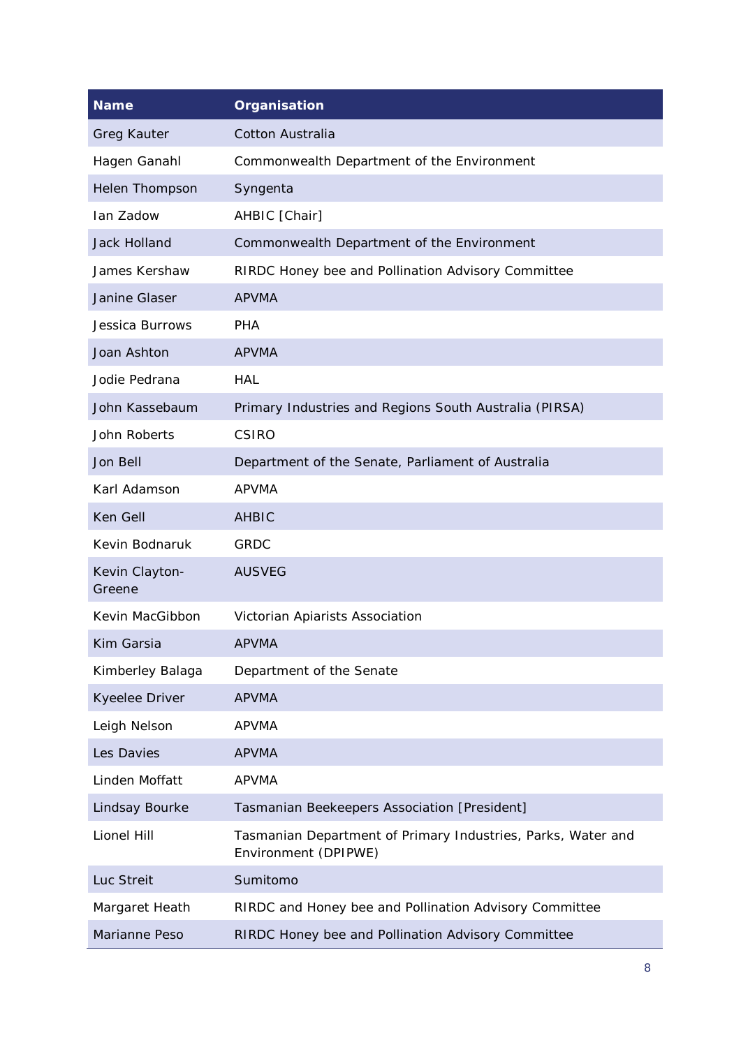| Name | Organisation |
|---|---|
| Greg Kauter | Cotton Australia |
| Hagen Ganahl | Commonwealth Department of the Environment |
| Helen Thompson | Syngenta |
| Ian Zadow | AHBIC [Chair] |
| Jack Holland | Commonwealth Department of the Environment |
| James Kershaw | RIRDC Honey bee and Pollination Advisory Committee |
| Janine Glaser | APVMA |
| Jessica Burrows | PHA |
| Joan Ashton | APVMA |
| Jodie Pedrana | HAL |
| John Kassebaum | Primary Industries and Regions South Australia (PIRSA) |
| John Roberts | CSIRO |
| Jon Bell | Department of the Senate, Parliament of Australia |
| Karl Adamson | APVMA |
| Ken Gell | AHBIC |
| Kevin Bodnaruk | GRDC |
| Kevin Clayton-Greene | AUSVEG |
| Kevin MacGibbon | Victorian Apiarists Association |
| Kim Garsia | APVMA |
| Kimberley Balaga | Department of the Senate |
| Kyeelee Driver | APVMA |
| Leigh Nelson | APVMA |
| Les Davies | APVMA |
| Linden Moffatt | APVMA |
| Lindsay Bourke | Tasmanian Beekeepers Association [President] |
| Lionel Hill | Tasmanian Department of Primary Industries, Parks, Water and Environment (DPIPWE) |
| Luc Streit | Sumitomo |
| Margaret Heath | RIRDC and Honey bee and Pollination Advisory Committee |
| Marianne Peso | RIRDC Honey bee and Pollination Advisory Committee |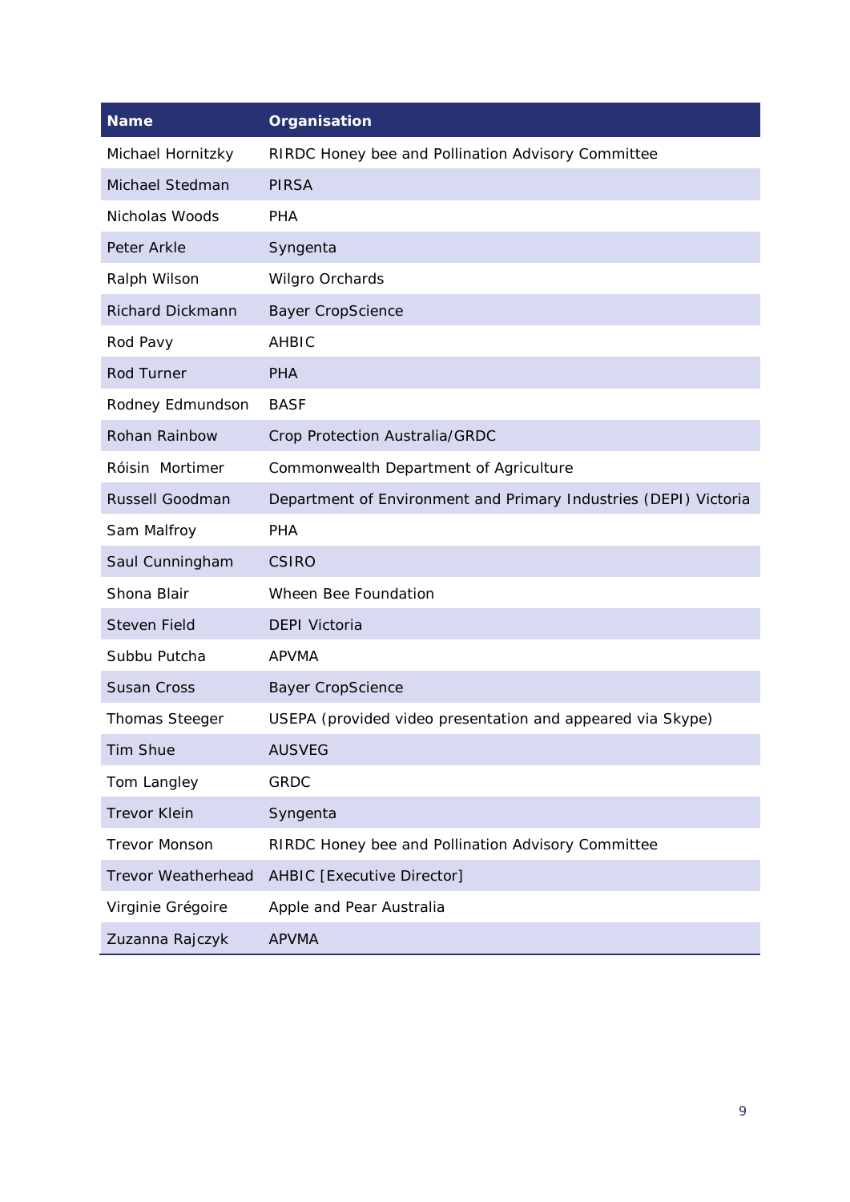| Name | Organisation |
| --- | --- |
| Michael Hornitzky | RIRDC Honey bee and Pollination Advisory Committee |
| Michael Stedman | PIRSA |
| Nicholas Woods | PHA |
| Peter Arkle | Syngenta |
| Ralph Wilson | Wilgro Orchards |
| Richard Dickmann | Bayer CropScience |
| Rod Pavy | AHBIC |
| Rod Turner | PHA |
| Rodney Edmundson | BASF |
| Rohan Rainbow | Crop Protection Australia/GRDC |
| Róisin Mortimer | Commonwealth Department of Agriculture |
| Russell Goodman | Department of Environment and Primary Industries (DEPI) Victoria |
| Sam Malfroy | PHA |
| Saul Cunningham | CSIRO |
| Shona Blair | Wheen Bee Foundation |
| Steven Field | DEPI Victoria |
| Subbu Putcha | APVMA |
| Susan Cross | Bayer CropScience |
| Thomas Steeger | USEPA (provided video presentation and appeared via Skype) |
| Tim Shue | AUSVEG |
| Tom Langley | GRDC |
| Trevor Klein | Syngenta |
| Trevor Monson | RIRDC Honey bee and Pollination Advisory Committee |
| Trevor Weatherhead | AHBIC [Executive Director] |
| Virginie Grégoire | Apple and Pear Australia |
| Zuzanna Rajczyk | APVMA |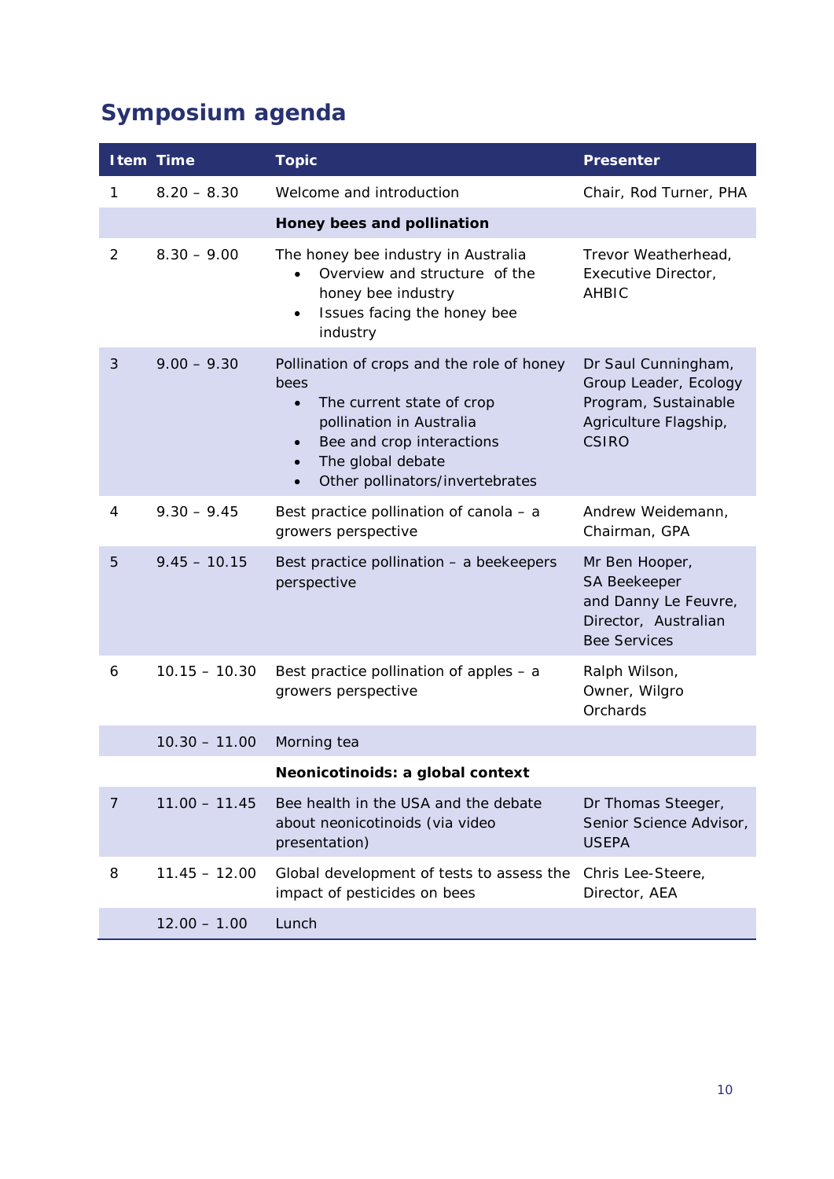## Symposium agenda

| Item | Time | Topic | Presenter |
|---|---|---|---|
| 1 | 8.20 – 8.30 | Welcome and introduction | Chair, Rod Turner, PHA |
| | | **Honey bees and pollination** | |
| 2 | 8.30 – 9.00 | The honey bee industry in Australia<br>• Overview and structure of the honey bee industry<br>• Issues facing the honey bee industry | Trevor Weatherhead, Executive Director, AHBIC |
| 3 | 9.00 – 9.30 | Pollination of crops and the role of honey bees<br>• The current state of crop pollination in Australia<br>• Bee and crop interactions<br>• The global debate<br>• Other pollinators/invertebrates | Dr Saul Cunningham, Group Leader, Ecology Program, Sustainable Agriculture Flagship, CSIRO |
| 4 | 9.30 – 9.45 | Best practice pollination of canola – a growers perspective | Andrew Weidemann, Chairman, GPA |
| 5 | 9.45 – 10.15 | Best practice pollination – a beekeepers perspective | Mr Ben Hooper, SA Beekeeper and Danny Le Feuvre, Director, Australian Bee Services |
| 6 | 10.15 – 10.30 | Best practice pollination of apples – a growers perspective | Ralph Wilson, Owner, Wilgro Orchards |
| | 10.30 – 11.00 | Morning tea | |
| | | **Neonicotinoids: a global context** | |
| 7 | 11.00 – 11.45 | Bee health in the USA and the debate about neonicotinoids (via video presentation) | Dr Thomas Steeger, Senior Science Advisor, USEPA |
| 8 | 11.45 – 12.00 | Global development of tests to assess the impact of pesticides on bees | Chris Lee-Steere, Director, AEA |
| | 12.00 – 1.00 | Lunch | |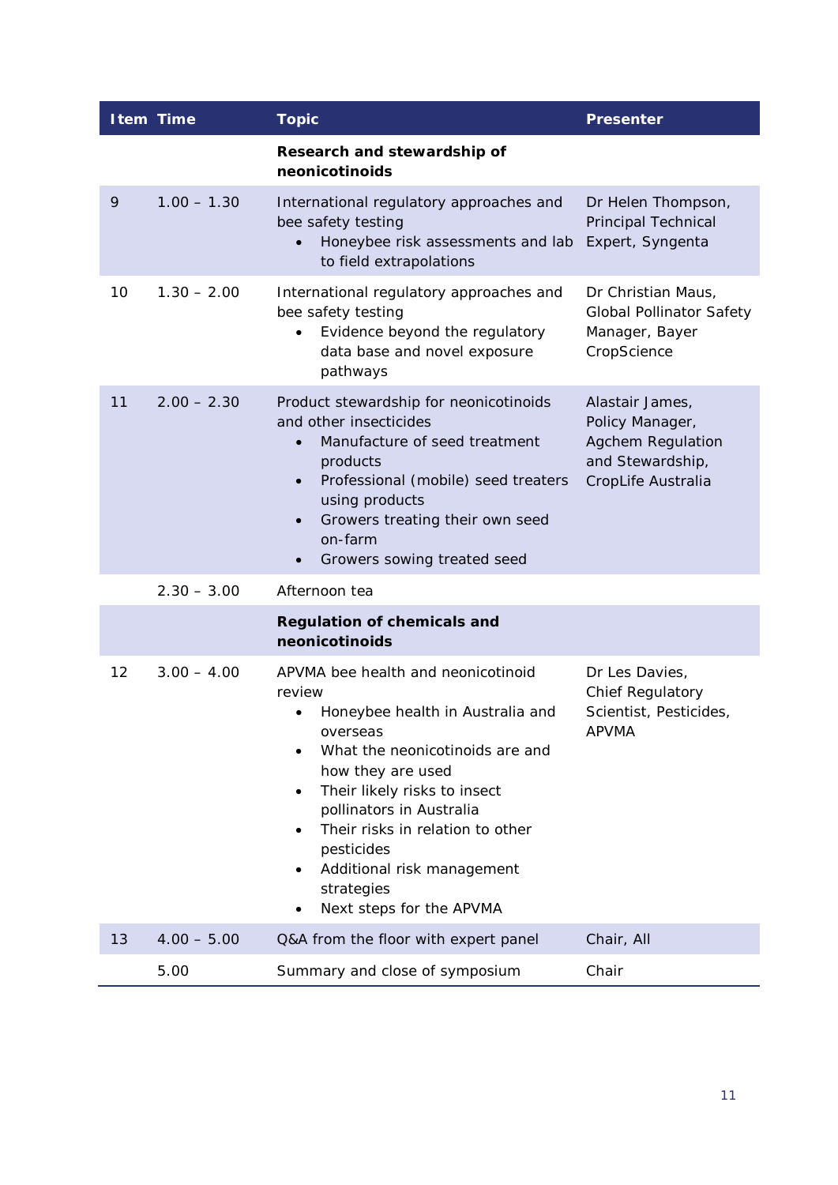| Item | Time | Topic | Presenter |
|---|---|---|---|
| | | **Research and stewardship of neonicotinoids** | |
| 9 | 1.00 – 1.30 | International regulatory approaches and bee safety testing<br>• Honeybee risk assessments and lab to field extrapolations | Dr Helen Thompson, Principal Technical Expert, Syngenta |
| 10 | 1.30 – 2.00 | International regulatory approaches and bee safety testing<br>• Evidence beyond the regulatory data base and novel exposure pathways | Dr Christian Maus, Global Pollinator Safety Manager, Bayer CropScience |
| 11 | 2.00 – 2.30 | Product stewardship for neonicotinoids and other insecticides<br>• Manufacture of seed treatment products<br>• Professional (mobile) seed treaters using products<br>• Growers treating their own seed on-farm<br>• Growers sowing treated seed | Alastair James, Policy Manager, Agchem Regulation and Stewardship, CropLife Australia |
| | 2.30 – 3.00 | Afternoon tea | |
| | | **Regulation of chemicals and neonicotinoids** | |
| 12 | 3.00 – 4.00 | APVMA bee health and neonicotinoid review<br>• Honeybee health in Australia and overseas<br>• What the neonicotinoids are and how they are used<br>• Their likely risks to insect pollinators in Australia<br>• Their risks in relation to other pesticides<br>• Additional risk management strategies<br>• Next steps for the APVMA | Dr Les Davies, Chief Regulatory Scientist, Pesticides, APVMA |
| 13 | 4.00 – 5.00 | Q&A from the floor with expert panel | Chair, All |
| | 5.00 | Summary and close of symposium | Chair |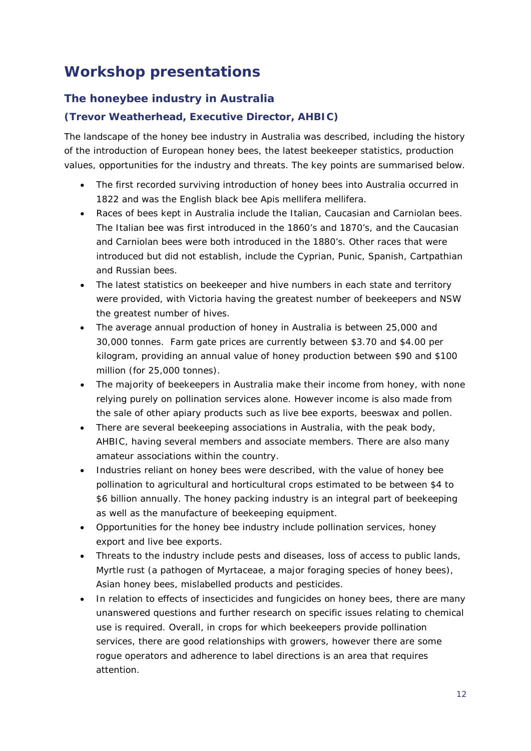# Workshop presentations

## The honeybee industry in Australia

### (Trevor Weatherhead, Executive Director, AHBIC)

The landscape of the honey bee industry in Australia was described, including the history of the introduction of European honey bees, the latest beekeeper statistics, production values, opportunities for the industry and threats. The key points are summarised below.

- The first recorded surviving introduction of honey bees into Australia occurred in 1822 and was the English black bee Apis mellifera mellifera.
- Races of bees kept in Australia include the Italian, Caucasian and Carniolan bees. The Italian bee was first introduced in the 1860's and 1870's, and the Caucasian and Carniolan bees were both introduced in the 1880's. Other races that were introduced but did not establish, include the Cyprian, Punic, Spanish, Cartpathian and Russian bees.
- The latest statistics on beekeeper and hive numbers in each state and territory were provided, with Victoria having the greatest number of beekeepers and NSW the greatest number of hives.
- The average annual production of honey in Australia is between 25,000 and 30,000 tonnes. Farm gate prices are currently between $3.70 and $4.00 per kilogram, providing an annual value of honey production between $90 and $100 million (for 25,000 tonnes).
- The majority of beekeepers in Australia make their income from honey, with none relying purely on pollination services alone. However income is also made from the sale of other apiary products such as live bee exports, beeswax and pollen.
- There are several beekeeping associations in Australia, with the peak body, AHBIC, having several members and associate members. There are also many amateur associations within the country.
- Industries reliant on honey bees were described, with the value of honey bee pollination to agricultural and horticultural crops estimated to be between $4 to $6 billion annually. The honey packing industry is an integral part of beekeeping as well as the manufacture of beekeeping equipment.
- Opportunities for the honey bee industry include pollination services, honey export and live bee exports.
- Threats to the industry include pests and diseases, loss of access to public lands, Myrtle rust (a pathogen of Myrtaceae, a major foraging species of honey bees), Asian honey bees, mislabelled products and pesticides.
- In relation to effects of insecticides and fungicides on honey bees, there are many unanswered questions and further research on specific issues relating to chemical use is required. Overall, in crops for which beekeepers provide pollination services, there are good relationships with growers, however there are some rogue operators and adherence to label directions is an area that requires attention.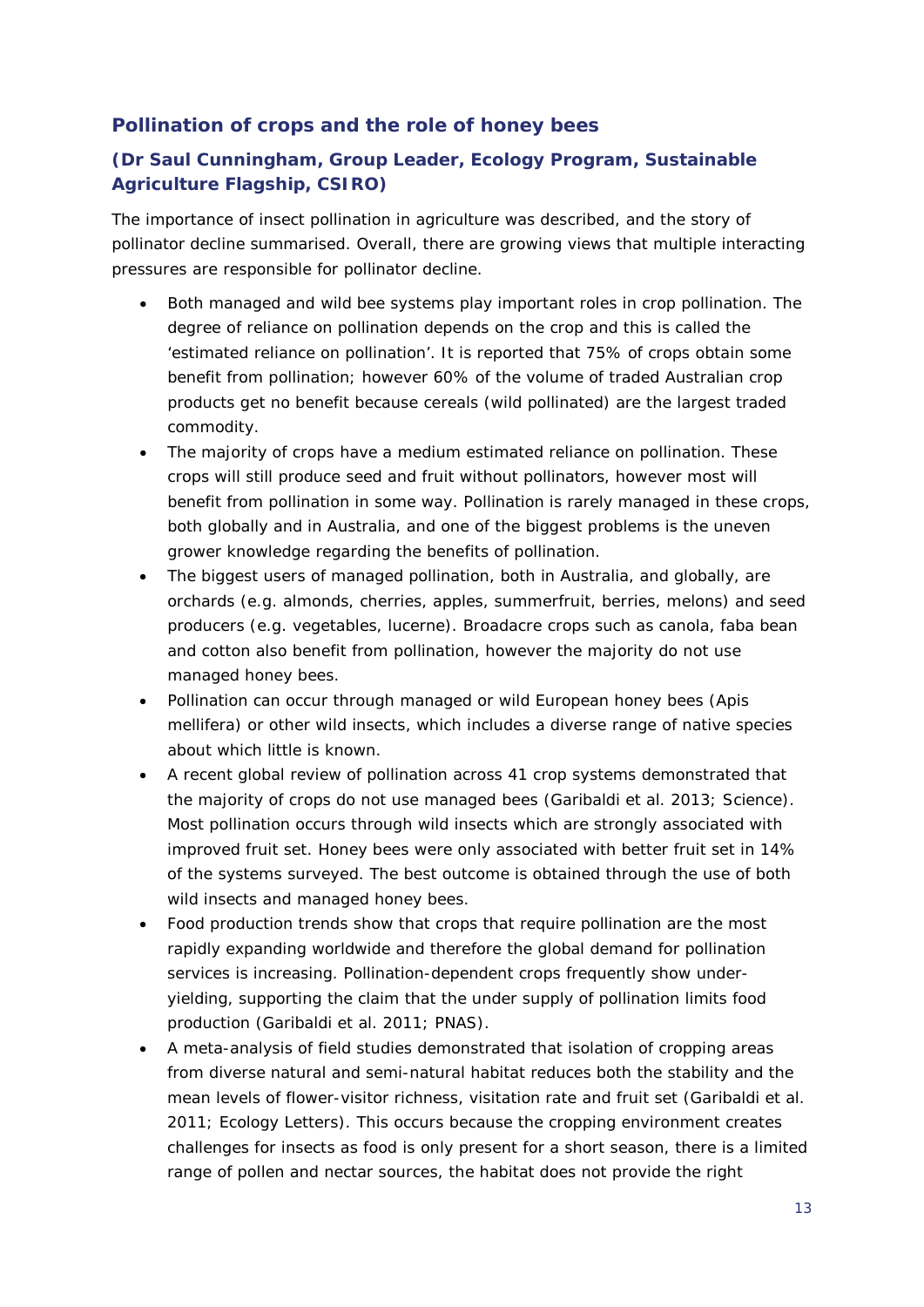## Pollination of crops and the role of honey bees

### (Dr Saul Cunningham, Group Leader, Ecology Program, Sustainable Agriculture Flagship, CSIRO)

The importance of insect pollination in agriculture was described, and the story of pollinator decline summarised. Overall, there are growing views that multiple interacting pressures are responsible for pollinator decline.

- Both managed and wild bee systems play important roles in crop pollination. The degree of reliance on pollination depends on the crop and this is called the 'estimated reliance on pollination'. It is reported that 75% of crops obtain some benefit from pollination; however 60% of the volume of traded Australian crop products get no benefit because cereals (wild pollinated) are the largest traded commodity.
- The majority of crops have a medium estimated reliance on pollination. These crops will still produce seed and fruit without pollinators, however most will benefit from pollination in some way. Pollination is rarely managed in these crops, both globally and in Australia, and one of the biggest problems is the uneven grower knowledge regarding the benefits of pollination.
- The biggest users of managed pollination, both in Australia, and globally, are orchards (e.g. almonds, cherries, apples, summerfruit, berries, melons) and seed producers (e.g. vegetables, lucerne). Broadacre crops such as canola, faba bean and cotton also benefit from pollination, however the majority do not use managed honey bees.
- Pollination can occur through managed or wild European honey bees (Apis mellifera) or other wild insects, which includes a diverse range of native species about which little is known.
- A recent global review of pollination across 41 crop systems demonstrated that the majority of crops do not use managed bees (Garibaldi et al. 2013; Science). Most pollination occurs through wild insects which are strongly associated with improved fruit set. Honey bees were only associated with better fruit set in 14% of the systems surveyed. The best outcome is obtained through the use of both wild insects and managed honey bees.
- Food production trends show that crops that require pollination are the most rapidly expanding worldwide and therefore the global demand for pollination services is increasing. Pollination-dependent crops frequently show under-yielding, supporting the claim that the under supply of pollination limits food production (Garibaldi et al. 2011; PNAS).
- A meta-analysis of field studies demonstrated that isolation of cropping areas from diverse natural and semi-natural habitat reduces both the stability and the mean levels of flower-visitor richness, visitation rate and fruit set (Garibaldi et al. 2011; Ecology Letters). This occurs because the cropping environment creates challenges for insects as food is only present for a short season, there is a limited range of pollen and nectar sources, the habitat does not provide the right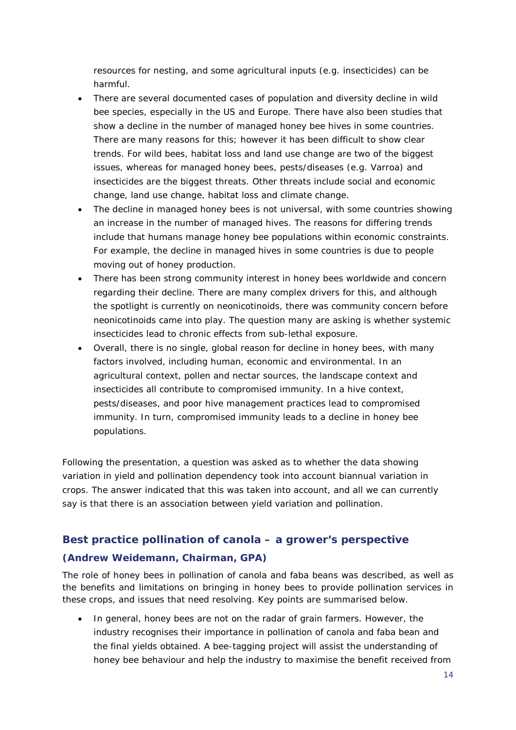resources for nesting, and some agricultural inputs (e.g. insecticides) can be harmful.

- There are several documented cases of population and diversity decline in wild bee species, especially in the US and Europe. There have also been studies that show a decline in the number of managed honey bee hives in some countries. There are many reasons for this; however it has been difficult to show clear trends. For wild bees, habitat loss and land use change are two of the biggest issues, whereas for managed honey bees, pests/diseases (e.g. Varroa) and insecticides are the biggest threats. Other threats include social and economic change, land use change, habitat loss and climate change.
- The decline in managed honey bees is not universal, with some countries showing an increase in the number of managed hives. The reasons for differing trends include that humans manage honey bee populations within economic constraints. For example, the decline in managed hives in some countries is due to people moving out of honey production.
- There has been strong community interest in honey bees worldwide and concern regarding their decline. There are many complex drivers for this, and although the spotlight is currently on neonicotinoids, there was community concern before neonicotinoids came into play. The question many are asking is whether systemic insecticides lead to chronic effects from sub-lethal exposure.
- Overall, there is no single, global reason for decline in honey bees, with many factors involved, including human, economic and environmental. In an agricultural context, pollen and nectar sources, the landscape context and insecticides all contribute to compromised immunity. In a hive context, pests/diseases, and poor hive management practices lead to compromised immunity. In turn, compromised immunity leads to a decline in honey bee populations.

Following the presentation, a question was asked as to whether the data showing variation in yield and pollination dependency took into account biannual variation in crops. The answer indicated that this was taken into account, and all we can currently say is that there is an association between yield variation and pollination.

## Best practice pollination of canola – a grower's perspective

### (Andrew Weidemann, Chairman, GPA)

The role of honey bees in pollination of canola and faba beans was described, as well as the benefits and limitations on bringing in honey bees to provide pollination services in these crops, and issues that need resolving. Key points are summarised below.

- In general, honey bees are not on the radar of grain farmers. However, the industry recognises their importance in pollination of canola and faba bean and the final yields obtained. A bee-tagging project will assist the understanding of honey bee behaviour and help the industry to maximise the benefit received from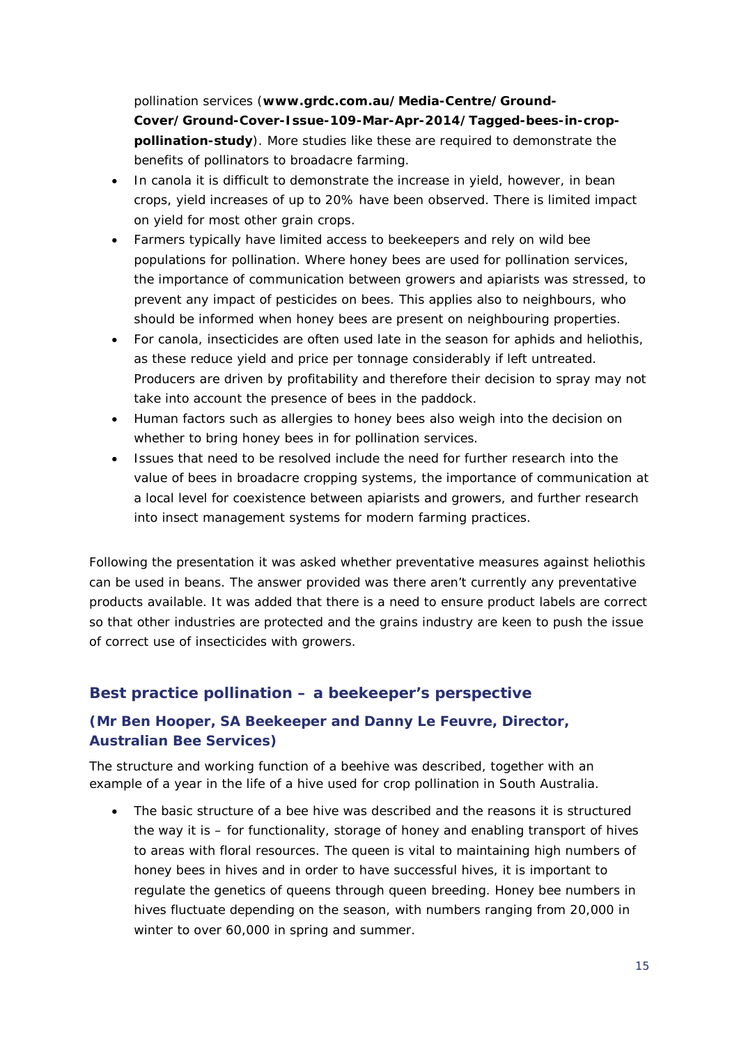pollination services (**www.grdc.com.au/Media-Centre/Ground-Cover/Ground-Cover-Issue-109-Mar-Apr-2014/Tagged-bees-in-crop-pollination-study**). More studies like these are required to demonstrate the benefits of pollinators to broadacre farming.

- In canola it is difficult to demonstrate the increase in yield, however, in bean crops, yield increases of up to 20% have been observed. There is limited impact on yield for most other grain crops.
- Farmers typically have limited access to beekeepers and rely on wild bee populations for pollination. Where honey bees are used for pollination services, the importance of communication between growers and apiarists was stressed, to prevent any impact of pesticides on bees. This applies also to neighbours, who should be informed when honey bees are present on neighbouring properties.
- For canola, insecticides are often used late in the season for aphids and heliothis, as these reduce yield and price per tonnage considerably if left untreated. Producers are driven by profitability and therefore their decision to spray may not take into account the presence of bees in the paddock.
- Human factors such as allergies to honey bees also weigh into the decision on whether to bring honey bees in for pollination services.
- Issues that need to be resolved include the need for further research into the value of bees in broadacre cropping systems, the importance of communication at a local level for coexistence between apiarists and growers, and further research into insect management systems for modern farming practices.

Following the presentation it was asked whether preventative measures against heliothis can be used in beans. The answer provided was there aren't currently any preventative products available. It was added that there is a need to ensure product labels are correct so that other industries are protected and the grains industry are keen to push the issue of correct use of insecticides with growers.

## Best practice pollination – a beekeeper's perspective

### (Mr Ben Hooper, SA Beekeeper and Danny Le Feuvre, Director, Australian Bee Services)

The structure and working function of a beehive was described, together with an example of a year in the life of a hive used for crop pollination in South Australia.

- The basic structure of a bee hive was described and the reasons it is structured the way it is – for functionality, storage of honey and enabling transport of hives to areas with floral resources. The queen is vital to maintaining high numbers of honey bees in hives and in order to have successful hives, it is important to regulate the genetics of queens through queen breeding. Honey bee numbers in hives fluctuate depending on the season, with numbers ranging from 20,000 in winter to over 60,000 in spring and summer.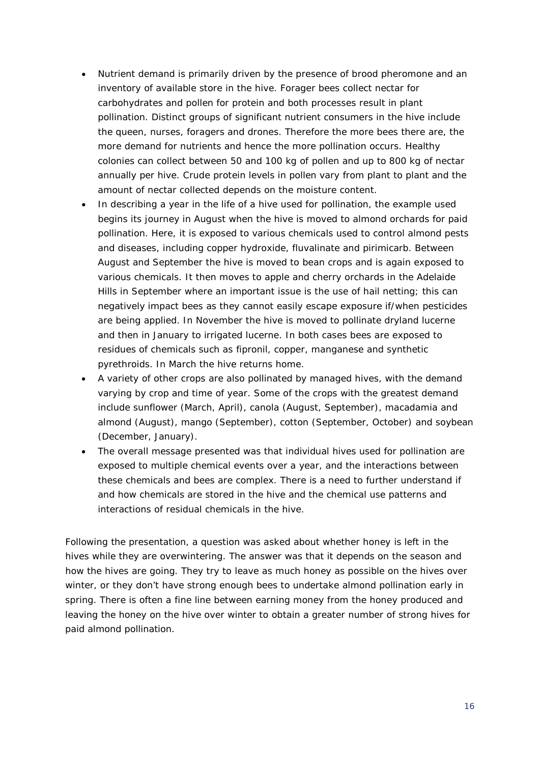- Nutrient demand is primarily driven by the presence of brood pheromone and an inventory of available store in the hive. Forager bees collect nectar for carbohydrates and pollen for protein and both processes result in plant pollination. Distinct groups of significant nutrient consumers in the hive include the queen, nurses, foragers and drones. Therefore the more bees there are, the more demand for nutrients and hence the more pollination occurs. Healthy colonies can collect between 50 and 100 kg of pollen and up to 800 kg of nectar annually per hive. Crude protein levels in pollen vary from plant to plant and the amount of nectar collected depends on the moisture content.
- In describing a year in the life of a hive used for pollination, the example used begins its journey in August when the hive is moved to almond orchards for paid pollination. Here, it is exposed to various chemicals used to control almond pests and diseases, including copper hydroxide, fluvalinate and pirimicarb. Between August and September the hive is moved to bean crops and is again exposed to various chemicals. It then moves to apple and cherry orchards in the Adelaide Hills in September where an important issue is the use of hail netting; this can negatively impact bees as they cannot easily escape exposure if/when pesticides are being applied. In November the hive is moved to pollinate dryland lucerne and then in January to irrigated lucerne. In both cases bees are exposed to residues of chemicals such as fipronil, copper, manganese and synthetic pyrethroids. In March the hive returns home.
- A variety of other crops are also pollinated by managed hives, with the demand varying by crop and time of year. Some of the crops with the greatest demand include sunflower (March, April), canola (August, September), macadamia and almond (August), mango (September), cotton (September, October) and soybean (December, January).
- The overall message presented was that individual hives used for pollination are exposed to multiple chemical events over a year, and the interactions between these chemicals and bees are complex. There is a need to further understand if and how chemicals are stored in the hive and the chemical use patterns and interactions of residual chemicals in the hive.

Following the presentation, a question was asked about whether honey is left in the hives while they are overwintering. The answer was that it depends on the season and how the hives are going. They try to leave as much honey as possible on the hives over winter, or they don't have strong enough bees to undertake almond pollination early in spring. There is often a fine line between earning money from the honey produced and leaving the honey on the hive over winter to obtain a greater number of strong hives for paid almond pollination.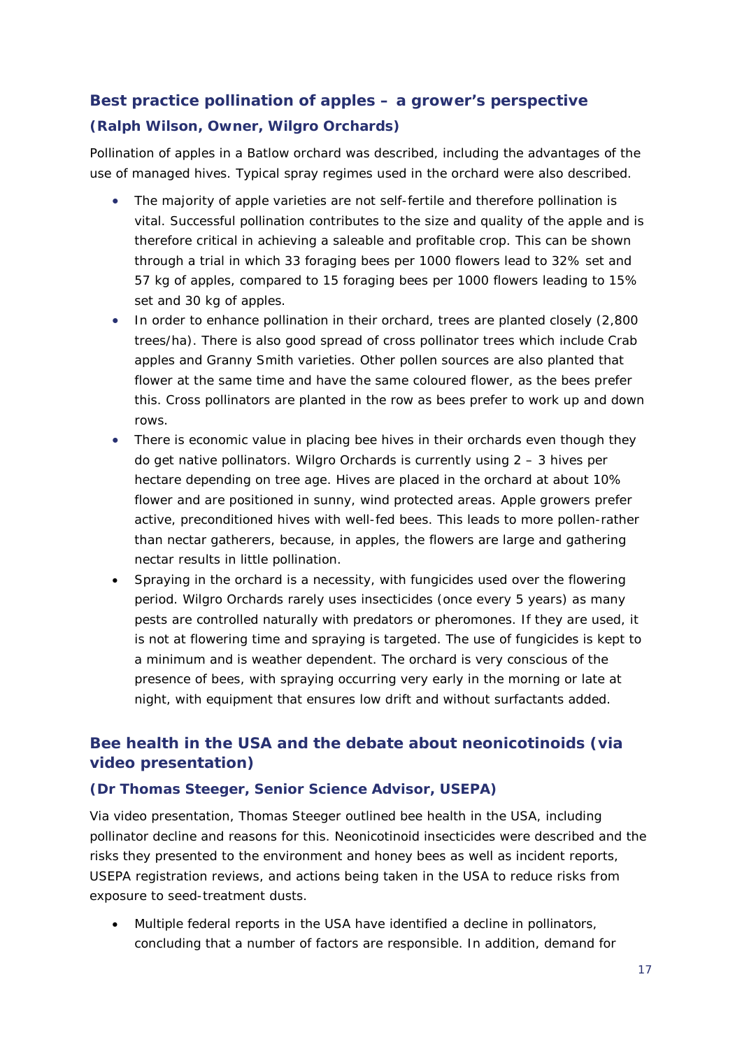## Best practice pollination of apples – a grower's perspective

### (Ralph Wilson, Owner, Wilgro Orchards)

Pollination of apples in a Batlow orchard was described, including the advantages of the use of managed hives. Typical spray regimes used in the orchard were also described.

- The majority of apple varieties are not self-fertile and therefore pollination is vital. Successful pollination contributes to the size and quality of the apple and is therefore critical in achieving a saleable and profitable crop. This can be shown through a trial in which 33 foraging bees per 1000 flowers lead to 32% set and 57 kg of apples, compared to 15 foraging bees per 1000 flowers leading to 15% set and 30 kg of apples.
- In order to enhance pollination in their orchard, trees are planted closely (2,800 trees/ha). There is also good spread of cross pollinator trees which include Crab apples and Granny Smith varieties. Other pollen sources are also planted that flower at the same time and have the same coloured flower, as the bees prefer this. Cross pollinators are planted in the row as bees prefer to work up and down rows.
- There is economic value in placing bee hives in their orchards even though they do get native pollinators. Wilgro Orchards is currently using 2 – 3 hives per hectare depending on tree age. Hives are placed in the orchard at about 10% flower and are positioned in sunny, wind protected areas. Apple growers prefer active, preconditioned hives with well-fed bees. This leads to more pollen-rather than nectar gatherers, because, in apples, the flowers are large and gathering nectar results in little pollination.
- Spraying in the orchard is a necessity, with fungicides used over the flowering period. Wilgro Orchards rarely uses insecticides (once every 5 years) as many pests are controlled naturally with predators or pheromones. If they are used, it is not at flowering time and spraying is targeted. The use of fungicides is kept to a minimum and is weather dependent. The orchard is very conscious of the presence of bees, with spraying occurring very early in the morning or late at night, with equipment that ensures low drift and without surfactants added.

## Bee health in the USA and the debate about neonicotinoids (via video presentation)

### (Dr Thomas Steeger, Senior Science Advisor, USEPA)

Via video presentation, Thomas Steeger outlined bee health in the USA, including pollinator decline and reasons for this. Neonicotinoid insecticides were described and the risks they presented to the environment and honey bees as well as incident reports, USEPA registration reviews, and actions being taken in the USA to reduce risks from exposure to seed-treatment dusts.

- Multiple federal reports in the USA have identified a decline in pollinators, concluding that a number of factors are responsible. In addition, demand for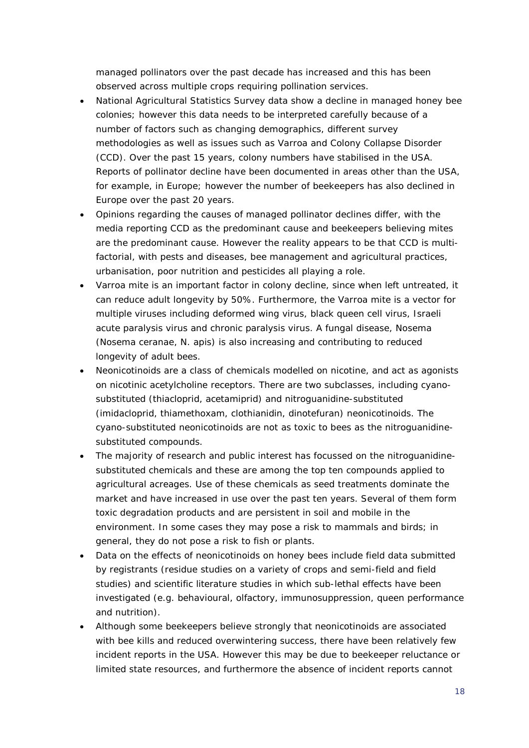managed pollinators over the past decade has increased and this has been observed across multiple crops requiring pollination services.

- National Agricultural Statistics Survey data show a decline in managed honey bee colonies; however this data needs to be interpreted carefully because of a number of factors such as changing demographics, different survey methodologies as well as issues such as Varroa and Colony Collapse Disorder (CCD). Over the past 15 years, colony numbers have stabilised in the USA. Reports of pollinator decline have been documented in areas other than the USA, for example, in Europe; however the number of beekeepers has also declined in Europe over the past 20 years.
- Opinions regarding the causes of managed pollinator declines differ, with the media reporting CCD as the predominant cause and beekeepers believing mites are the predominant cause. However the reality appears to be that CCD is multi-factorial, with pests and diseases, bee management and agricultural practices, urbanisation, poor nutrition and pesticides all playing a role.
- Varroa mite is an important factor in colony decline, since when left untreated, it can reduce adult longevity by 50%. Furthermore, the Varroa mite is a vector for multiple viruses including deformed wing virus, black queen cell virus, Israeli acute paralysis virus and chronic paralysis virus. A fungal disease, Nosema (*Nosema ceranae, N. apis*) is also increasing and contributing to reduced longevity of adult bees.
- Neonicotinoids are a class of chemicals modelled on nicotine, and act as agonists on nicotinic acetylcholine receptors. There are two subclasses, including cyano-substituted (thiacloprid, acetamiprid) and nitroguanidine-substituted (imidacloprid, thiamethoxam, clothianidin, dinotefuran) neonicotinoids. The cyano-substituted neonicotinoids are not as toxic to bees as the nitroguanidine-substituted compounds.
- The majority of research and public interest has focussed on the nitroguanidine-substituted chemicals and these are among the top ten compounds applied to agricultural acreages. Use of these chemicals as seed treatments dominate the market and have increased in use over the past ten years. Several of them form toxic degradation products and are persistent in soil and mobile in the environment. In some cases they may pose a risk to mammals and birds; in general, they do not pose a risk to fish or plants.
- Data on the effects of neonicotinoids on honey bees include field data submitted by registrants (residue studies on a variety of crops and semi-field and field studies) and scientific literature studies in which sub-lethal effects have been investigated (e.g. behavioural, olfactory, immunosuppression, queen performance and nutrition).
- Although some beekeepers believe strongly that neonicotinoids are associated with bee kills and reduced overwintering success, there have been relatively few incident reports in the USA. However this may be due to beekeeper reluctance or limited state resources, and furthermore the absence of incident reports cannot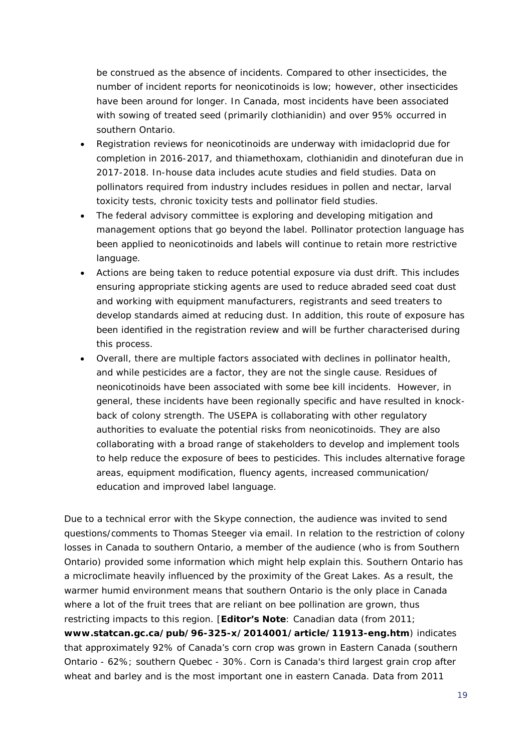be construed as the absence of incidents. Compared to other insecticides, the number of incident reports for neonicotinoids is low; however, other insecticides have been around for longer. In Canada, most incidents have been associated with sowing of treated seed (primarily clothianidin) and over 95% occurred in southern Ontario.

- Registration reviews for neonicotinoids are underway with imidacloprid due for completion in 2016-2017, and thiamethoxam, clothianidin and dinotefuran due in 2017-2018. In-house data includes acute studies and field studies. Data on pollinators required from industry includes residues in pollen and nectar, larval toxicity tests, chronic toxicity tests and pollinator field studies.
- The federal advisory committee is exploring and developing mitigation and management options that go beyond the label. Pollinator protection language has been applied to neonicotinoids and labels will continue to retain more restrictive language.
- Actions are being taken to reduce potential exposure via dust drift. This includes ensuring appropriate sticking agents are used to reduce abraded seed coat dust and working with equipment manufacturers, registrants and seed treaters to develop standards aimed at reducing dust. In addition, this route of exposure has been identified in the registration review and will be further characterised during this process.
- Overall, there are multiple factors associated with declines in pollinator health, and while pesticides are a factor, they are not the single cause. Residues of neonicotinoids have been associated with some bee kill incidents. However, in general, these incidents have been regionally specific and have resulted in knock-back of colony strength. The USEPA is collaborating with other regulatory authorities to evaluate the potential risks from neonicotinoids. They are also collaborating with a broad range of stakeholders to develop and implement tools to help reduce the exposure of bees to pesticides. This includes alternative forage areas, equipment modification, fluency agents, increased communication/ education and improved label language.

Due to a technical error with the Skype connection, the audience was invited to send questions/comments to Thomas Steeger via email. In relation to the restriction of colony losses in Canada to southern Ontario, a member of the audience (who is from Southern Ontario) provided some information which might help explain this. Southern Ontario has a microclimate heavily influenced by the proximity of the Great Lakes. As a result, the warmer humid environment means that southern Ontario is the only place in Canada where a lot of the fruit trees that are reliant on bee pollination are grown, thus restricting impacts to this region. [**Editor's Note**: Canadian data (from 2011; **www.statcan.gc.ca/pub/96-325-x/2014001/article/11913-eng.htm**) indicates that approximately 92% of Canada's corn crop was grown in Eastern Canada (southern Ontario - 62%; southern Quebec - 30%. Corn is Canada's third largest grain crop after wheat and barley and is the most important one in eastern Canada. Data from 2011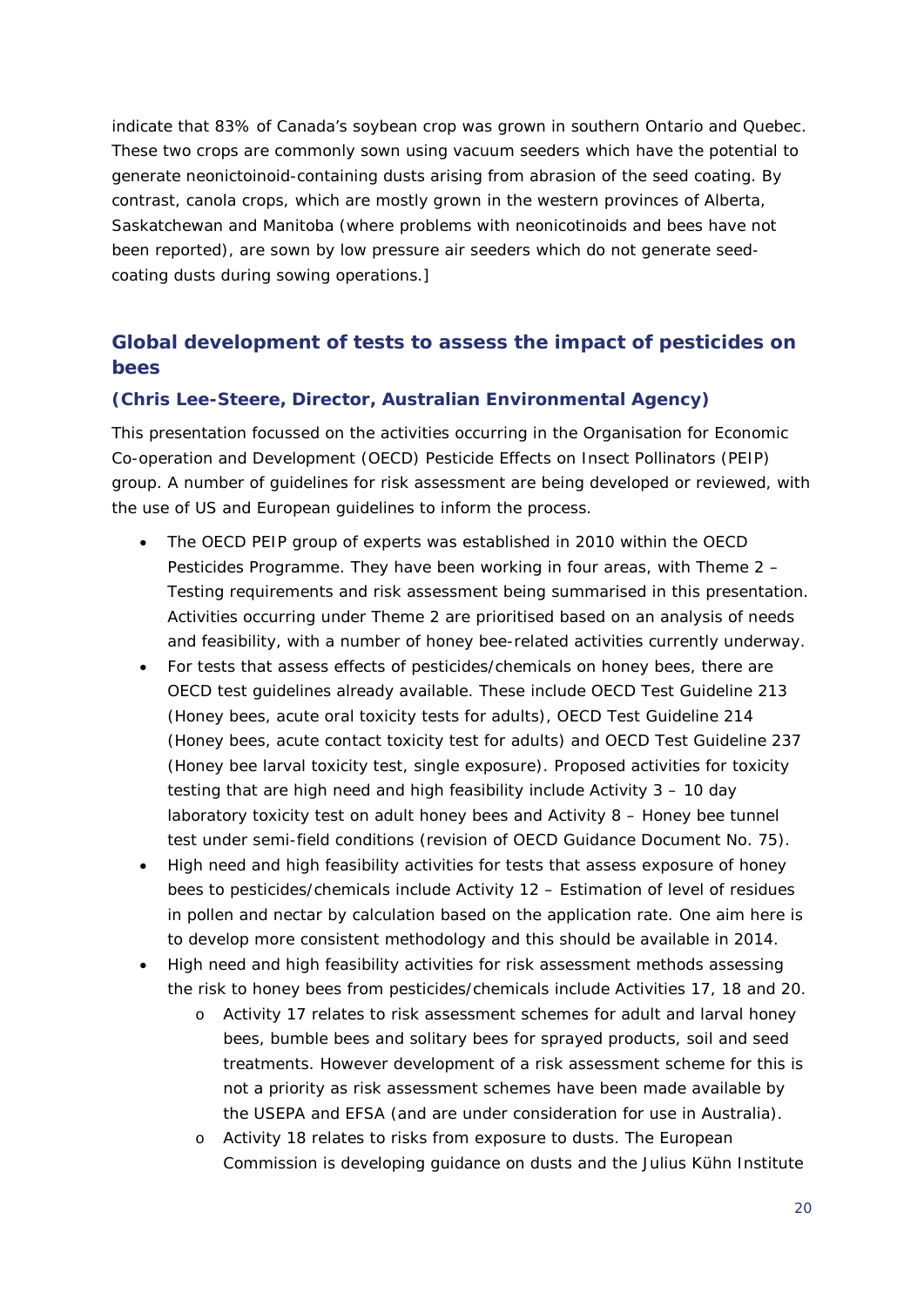indicate that 83% of Canada's soybean crop was grown in southern Ontario and Quebec. These two crops are commonly sown using vacuum seeders which have the potential to generate neonictoinoid-containing dusts arising from abrasion of the seed coating. By contrast, canola crops, which are mostly grown in the western provinces of Alberta, Saskatchewan and Manitoba (where problems with neonicotinoids and bees have not been reported), are sown by low pressure air seeders which do not generate seed-coating dusts during sowing operations.]

## Global development of tests to assess the impact of pesticides on bees

### (Chris Lee-Steere, Director, Australian Environmental Agency)

This presentation focussed on the activities occurring in the Organisation for Economic Co-operation and Development (OECD) Pesticide Effects on Insect Pollinators (PEIP) group. A number of guidelines for risk assessment are being developed or reviewed, with the use of US and European guidelines to inform the process.

- The OECD PEIP group of experts was established in 2010 within the OECD Pesticides Programme. They have been working in four areas, with Theme 2 – Testing requirements and risk assessment being summarised in this presentation. Activities occurring under Theme 2 are prioritised based on an analysis of needs and feasibility, with a number of honey bee-related activities currently underway.
- For tests that assess effects of pesticides/chemicals on honey bees, there are OECD test guidelines already available. These include OECD Test Guideline 213 (Honey bees, acute oral toxicity tests for adults), OECD Test Guideline 214 (Honey bees, acute contact toxicity test for adults) and OECD Test Guideline 237 (Honey bee larval toxicity test, single exposure). Proposed activities for toxicity testing that are high need and high feasibility include Activity 3 – 10 day laboratory toxicity test on adult honey bees and Activity 8 – Honey bee tunnel test under semi-field conditions (revision of OECD Guidance Document No. 75).
- High need and high feasibility activities for tests that assess exposure of honey bees to pesticides/chemicals include Activity 12 – Estimation of level of residues in pollen and nectar by calculation based on the application rate. One aim here is to develop more consistent methodology and this should be available in 2014.
- High need and high feasibility activities for risk assessment methods assessing the risk to honey bees from pesticides/chemicals include Activities 17, 18 and 20.
    - Activity 17 relates to risk assessment schemes for adult and larval honey bees, bumble bees and solitary bees for sprayed products, soil and seed treatments. However development of a risk assessment scheme for this is not a priority as risk assessment schemes have been made available by the USEPA and EFSA (and are under consideration for use in Australia).
    - Activity 18 relates to risks from exposure to dusts. The European Commission is developing guidance on dusts and the Julius Kühn Institute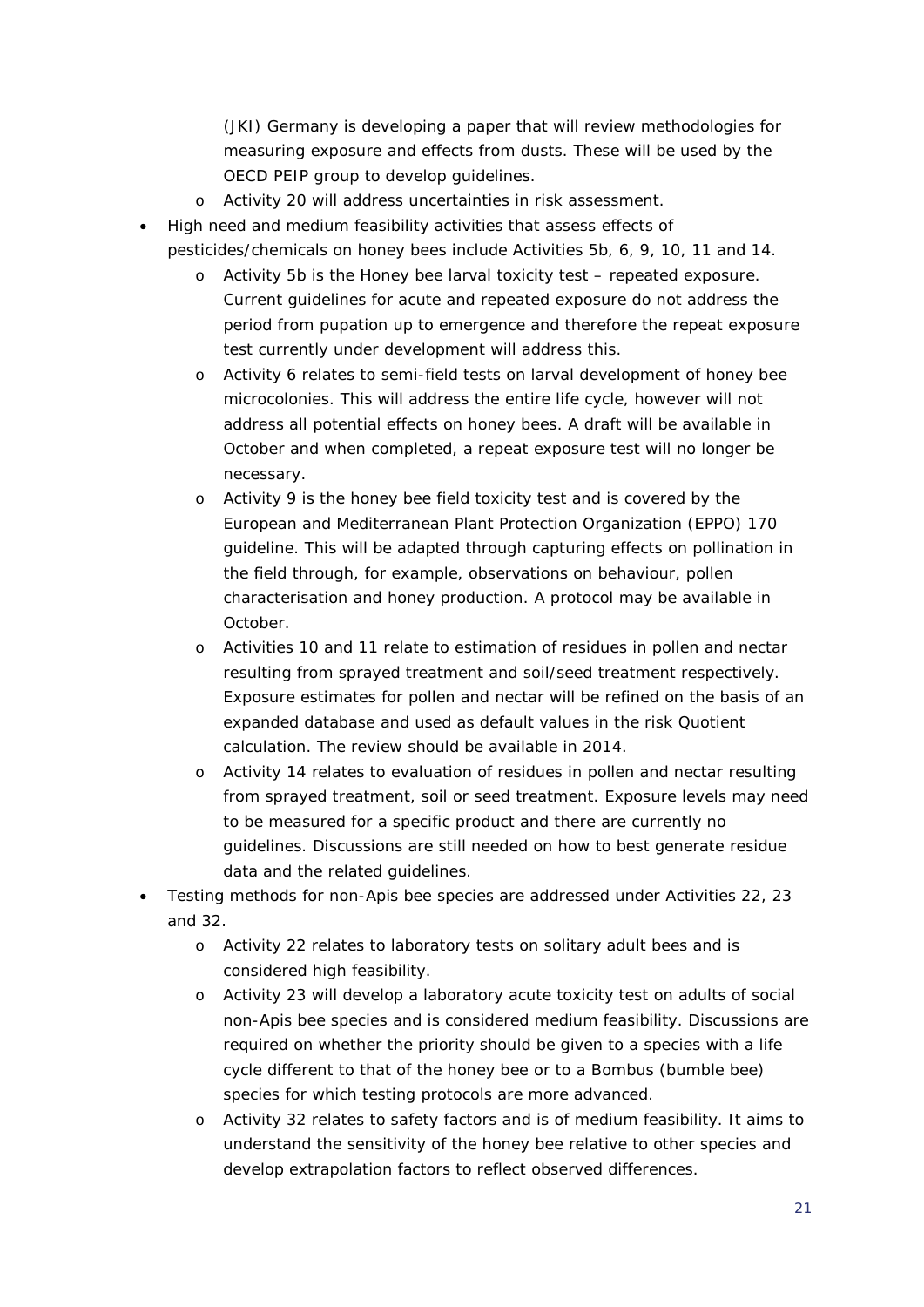(JKI) Germany is developing a paper that will review methodologies for measuring exposure and effects from dusts. These will be used by the OECD PEIP group to develop guidelines.
    - Activity 20 will address uncertainties in risk assessment.
- High need and medium feasibility activities that assess effects of pesticides/chemicals on honey bees include Activities 5b, 6, 9, 10, 11 and 14.
    - Activity 5b is the Honey bee larval toxicity test – repeated exposure. Current guidelines for acute and repeated exposure do not address the period from pupation up to emergence and therefore the repeat exposure test currently under development will address this.
    - Activity 6 relates to semi-field tests on larval development of honey bee microcolonies. This will address the entire life cycle, however will not address all potential effects on honey bees. A draft will be available in October and when completed, a repeat exposure test will no longer be necessary.
    - Activity 9 is the honey bee field toxicity test and is covered by the European and Mediterranean Plant Protection Organization (EPPO) 170 guideline. This will be adapted through capturing effects on pollination in the field through, for example, observations on behaviour, pollen characterisation and honey production. A protocol may be available in October.
    - Activities 10 and 11 relate to estimation of residues in pollen and nectar resulting from sprayed treatment and soil/seed treatment respectively. Exposure estimates for pollen and nectar will be refined on the basis of an expanded database and used as default values in the risk Quotient calculation. The review should be available in 2014.
    - Activity 14 relates to evaluation of residues in pollen and nectar resulting from sprayed treatment, soil or seed treatment. Exposure levels may need to be measured for a specific product and there are currently no guidelines. Discussions are still needed on how to best generate residue data and the related guidelines.
- Testing methods for non-Apis bee species are addressed under Activities 22, 23 and 32.
    - Activity 22 relates to laboratory tests on solitary adult bees and is considered high feasibility.
    - Activity 23 will develop a laboratory acute toxicity test on adults of social non-Apis bee species and is considered medium feasibility. Discussions are required on whether the priority should be given to a species with a life cycle different to that of the honey bee or to a Bombus (bumble bee) species for which testing protocols are more advanced.
    - Activity 32 relates to safety factors and is of medium feasibility. It aims to understand the sensitivity of the honey bee relative to other species and develop extrapolation factors to reflect observed differences.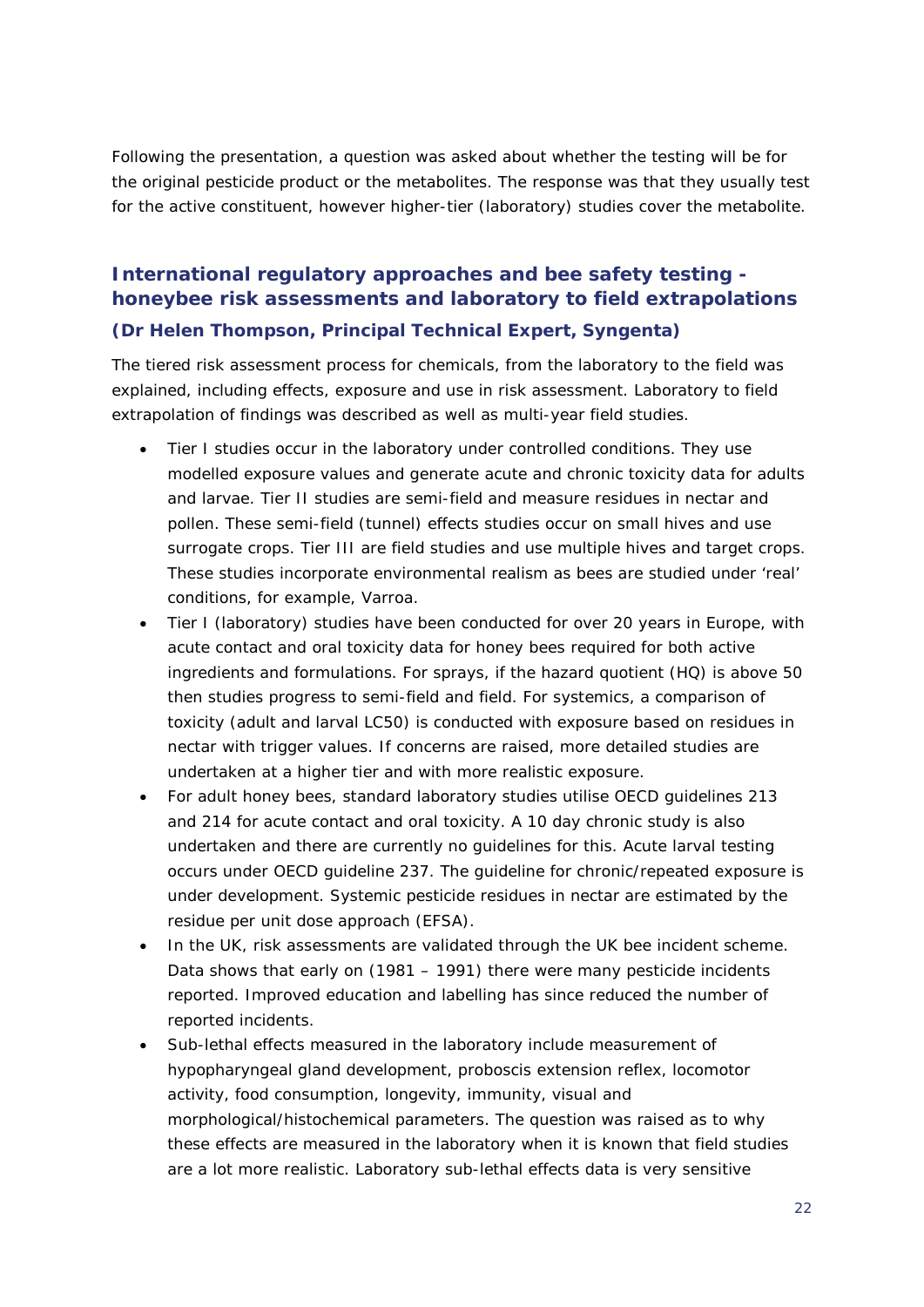Following the presentation, a question was asked about whether the testing will be for the original pesticide product or the metabolites. The response was that they usually test for the active constituent, however higher-tier (laboratory) studies cover the metabolite.

## International regulatory approaches and bee safety testing - honeybee risk assessments and laboratory to field extrapolations

### (Dr Helen Thompson, Principal Technical Expert, Syngenta)

The tiered risk assessment process for chemicals, from the laboratory to the field was explained, including effects, exposure and use in risk assessment. Laboratory to field extrapolation of findings was described as well as multi-year field studies.

- Tier I studies occur in the laboratory under controlled conditions. They use modelled exposure values and generate acute and chronic toxicity data for adults and larvae. Tier II studies are semi-field and measure residues in nectar and pollen. These semi-field (tunnel) effects studies occur on small hives and use surrogate crops. Tier III are field studies and use multiple hives and target crops. These studies incorporate environmental realism as bees are studied under 'real' conditions, for example, Varroa.
- Tier I (laboratory) studies have been conducted for over 20 years in Europe, with acute contact and oral toxicity data for honey bees required for both active ingredients and formulations. For sprays, if the hazard quotient (HQ) is above 50 then studies progress to semi-field and field. For systemics, a comparison of toxicity (adult and larval LC50) is conducted with exposure based on residues in nectar with trigger values. If concerns are raised, more detailed studies are undertaken at a higher tier and with more realistic exposure.
- For adult honey bees, standard laboratory studies utilise OECD guidelines 213 and 214 for acute contact and oral toxicity. A 10 day chronic study is also undertaken and there are currently no guidelines for this. Acute larval testing occurs under OECD guideline 237. The guideline for chronic/repeated exposure is under development. Systemic pesticide residues in nectar are estimated by the residue per unit dose approach (EFSA).
- In the UK, risk assessments are validated through the UK bee incident scheme. Data shows that early on (1981 – 1991) there were many pesticide incidents reported. Improved education and labelling has since reduced the number of reported incidents.
- Sub-lethal effects measured in the laboratory include measurement of hypopharyngeal gland development, proboscis extension reflex, locomotor activity, food consumption, longevity, immunity, visual and morphological/histochemical parameters. The question was raised as to why these effects are measured in the laboratory when it is known that field studies are a lot more realistic. Laboratory sub-lethal effects data is very sensitive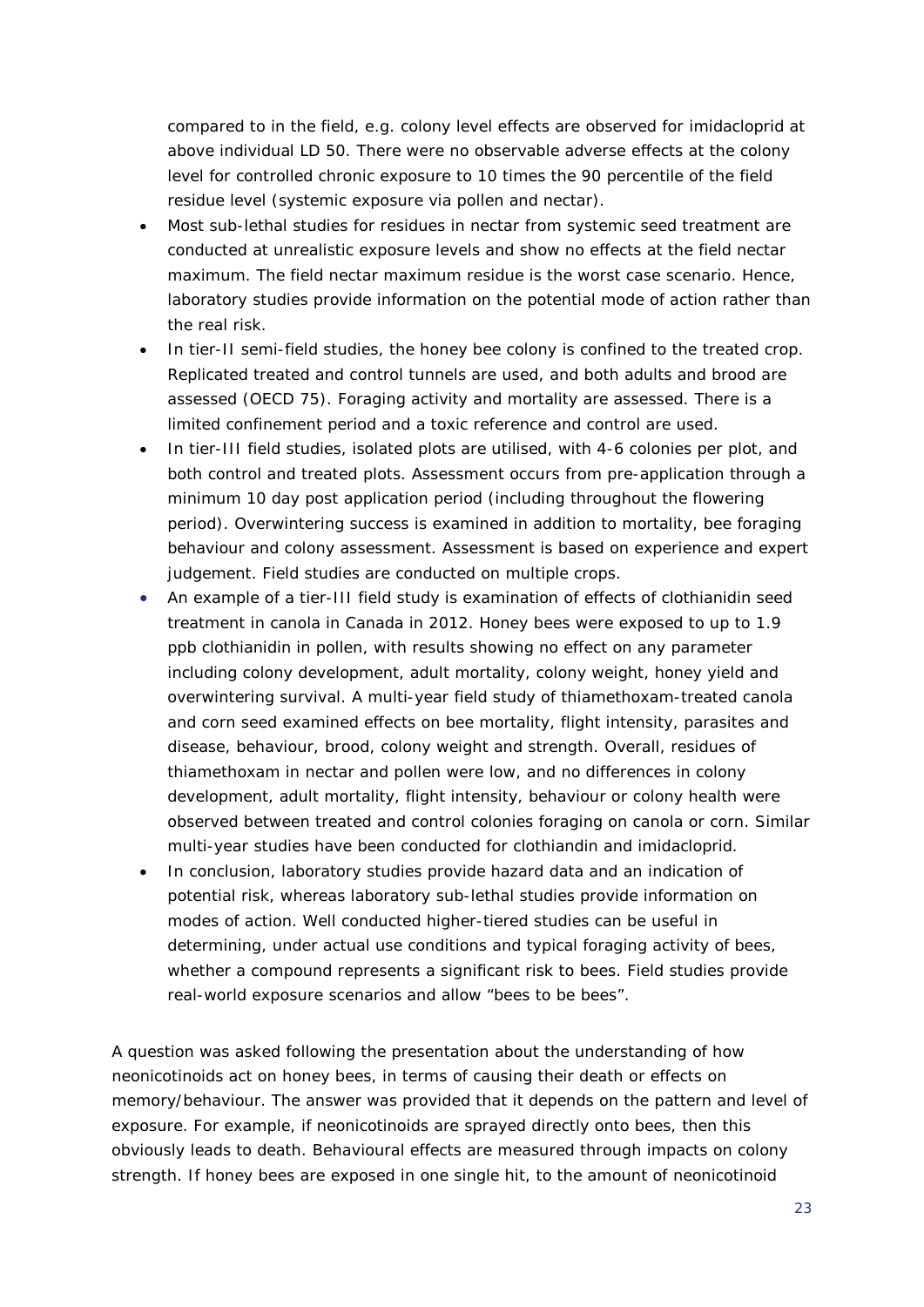compared to in the field, e.g. colony level effects are observed for imidacloprid at above individual LD 50. There were no observable adverse effects at the colony level for controlled chronic exposure to 10 times the 90 percentile of the field residue level (systemic exposure via pollen and nectar).

- Most sub-lethal studies for residues in nectar from systemic seed treatment are conducted at unrealistic exposure levels and show no effects at the field nectar maximum. The field nectar maximum residue is the worst case scenario. Hence, laboratory studies provide information on the potential mode of action rather than the real risk.
- In tier-II semi-field studies, the honey bee colony is confined to the treated crop. Replicated treated and control tunnels are used, and both adults and brood are assessed (OECD 75). Foraging activity and mortality are assessed. There is a limited confinement period and a toxic reference and control are used.
- In tier-III field studies, isolated plots are utilised, with 4-6 colonies per plot, and both control and treated plots. Assessment occurs from pre-application through a minimum 10 day post application period (including throughout the flowering period). Overwintering success is examined in addition to mortality, bee foraging behaviour and colony assessment. Assessment is based on experience and expert judgement. Field studies are conducted on multiple crops.
- An example of a tier-III field study is examination of effects of clothianidin seed treatment in canola in Canada in 2012. Honey bees were exposed to up to 1.9 ppb clothianidin in pollen, with results showing no effect on any parameter including colony development, adult mortality, colony weight, honey yield and overwintering survival. A multi-year field study of thiamethoxam-treated canola and corn seed examined effects on bee mortality, flight intensity, parasites and disease, behaviour, brood, colony weight and strength. Overall, residues of thiamethoxam in nectar and pollen were low, and no differences in colony development, adult mortality, flight intensity, behaviour or colony health were observed between treated and control colonies foraging on canola or corn. Similar multi-year studies have been conducted for clothiandin and imidacloprid.
- In conclusion, laboratory studies provide hazard data and an indication of potential risk, whereas laboratory sub-lethal studies provide information on modes of action. Well conducted higher-tiered studies can be useful in determining, under actual use conditions and typical foraging activity of bees, whether a compound represents a significant risk to bees. Field studies provide real-world exposure scenarios and allow "bees to be bees".

A question was asked following the presentation about the understanding of how neonicotinoids act on honey bees, in terms of causing their death or effects on memory/behaviour. The answer was provided that it depends on the pattern and level of exposure. For example, if neonicotinoids are sprayed directly onto bees, then this obviously leads to death. Behavioural effects are measured through impacts on colony strength. If honey bees are exposed in one single hit, to the amount of neonicotinoid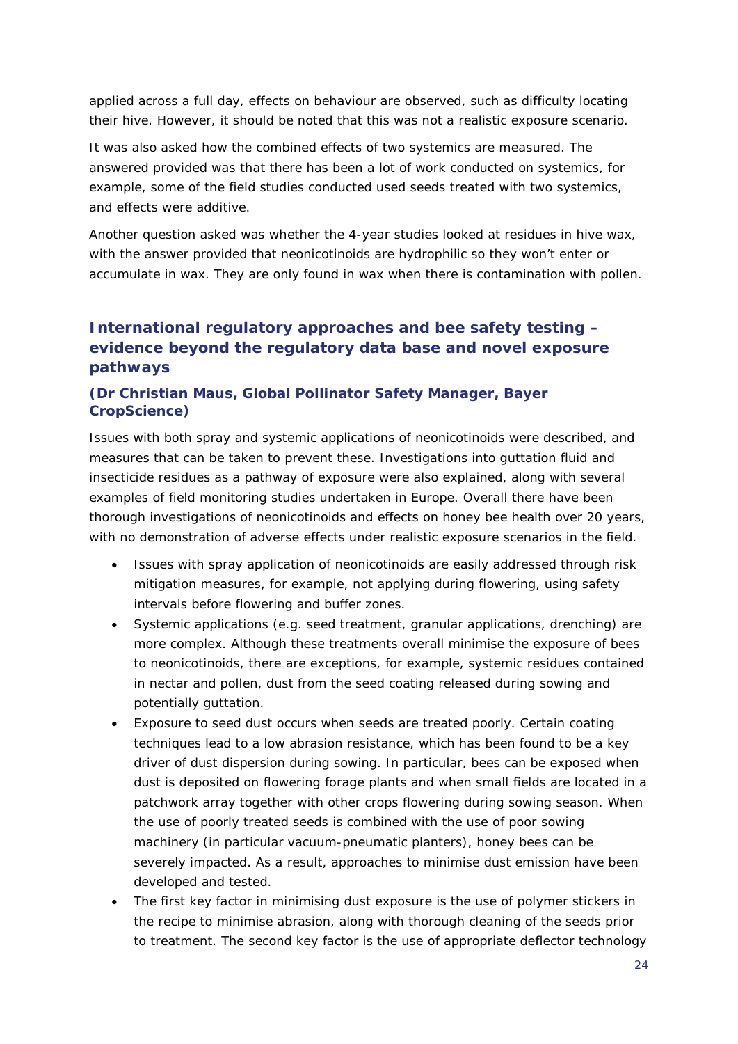applied across a full day, effects on behaviour are observed, such as difficulty locating their hive. However, it should be noted that this was not a realistic exposure scenario.

It was also asked how the combined effects of two systemics are measured. The answered provided was that there has been a lot of work conducted on systemics, for example, some of the field studies conducted used seeds treated with two systemics, and effects were additive.

Another question asked was whether the 4-year studies looked at residues in hive wax, with the answer provided that neonicotinoids are hydrophilic so they won't enter or accumulate in wax. They are only found in wax when there is contamination with pollen.

## International regulatory approaches and bee safety testing – evidence beyond the regulatory data base and novel exposure pathways

### (Dr Christian Maus, Global Pollinator Safety Manager, Bayer CropScience)

Issues with both spray and systemic applications of neonicotinoids were described, and measures that can be taken to prevent these. Investigations into guttation fluid and insecticide residues as a pathway of exposure were also explained, along with several examples of field monitoring studies undertaken in Europe. Overall there have been thorough investigations of neonicotinoids and effects on honey bee health over 20 years, with no demonstration of adverse effects under realistic exposure scenarios in the field.

- Issues with spray application of neonicotinoids are easily addressed through risk mitigation measures, for example, not applying during flowering, using safety intervals before flowering and buffer zones.
- Systemic applications (e.g. seed treatment, granular applications, drenching) are more complex. Although these treatments overall minimise the exposure of bees to neonicotinoids, there are exceptions, for example, systemic residues contained in nectar and pollen, dust from the seed coating released during sowing and potentially guttation.
- Exposure to seed dust occurs when seeds are treated poorly. Certain coating techniques lead to a low abrasion resistance, which has been found to be a key driver of dust dispersion during sowing. In particular, bees can be exposed when dust is deposited on flowering forage plants and when small fields are located in a patchwork array together with other crops flowering during sowing season. When the use of poorly treated seeds is combined with the use of poor sowing machinery (in particular vacuum-pneumatic planters), honey bees can be severely impacted. As a result, approaches to minimise dust emission have been developed and tested.
- The first key factor in minimising dust exposure is the use of polymer stickers in the recipe to minimise abrasion, along with thorough cleaning of the seeds prior to treatment. The second key factor is the use of appropriate deflector technology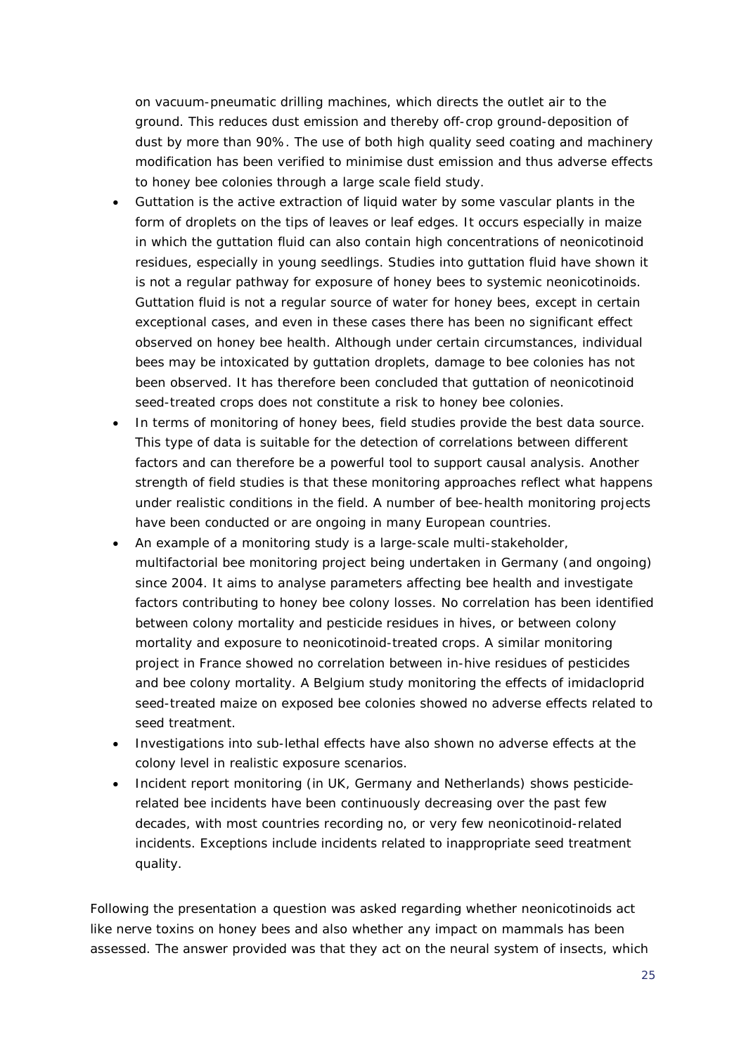on vacuum-pneumatic drilling machines, which directs the outlet air to the ground. This reduces dust emission and thereby off-crop ground-deposition of dust by more than 90%. The use of both high quality seed coating and machinery modification has been verified to minimise dust emission and thus adverse effects to honey bee colonies through a large scale field study.

- Guttation is the active extraction of liquid water by some vascular plants in the form of droplets on the tips of leaves or leaf edges. It occurs especially in maize in which the guttation fluid can also contain high concentrations of neonicotinoid residues, especially in young seedlings. Studies into guttation fluid have shown it is not a regular pathway for exposure of honey bees to systemic neonicotinoids. Guttation fluid is not a regular source of water for honey bees, except in certain exceptional cases, and even in these cases there has been no significant effect observed on honey bee health. Although under certain circumstances, individual bees may be intoxicated by guttation droplets, damage to bee colonies has not been observed. It has therefore been concluded that guttation of neonicotinoid seed-treated crops does not constitute a risk to honey bee colonies.
- In terms of monitoring of honey bees, field studies provide the best data source. This type of data is suitable for the detection of correlations between different factors and can therefore be a powerful tool to support causal analysis. Another strength of field studies is that these monitoring approaches reflect what happens under realistic conditions in the field. A number of bee-health monitoring projects have been conducted or are ongoing in many European countries.
- An example of a monitoring study is a large-scale multi-stakeholder, multifactorial bee monitoring project being undertaken in Germany (and ongoing) since 2004. It aims to analyse parameters affecting bee health and investigate factors contributing to honey bee colony losses. No correlation has been identified between colony mortality and pesticide residues in hives, or between colony mortality and exposure to neonicotinoid-treated crops. A similar monitoring project in France showed no correlation between in-hive residues of pesticides and bee colony mortality. A Belgium study monitoring the effects of imidacloprid seed-treated maize on exposed bee colonies showed no adverse effects related to seed treatment.
- Investigations into sub-lethal effects have also shown no adverse effects at the colony level in realistic exposure scenarios.
- Incident report monitoring (in UK, Germany and Netherlands) shows pesticide-related bee incidents have been continuously decreasing over the past few decades, with most countries recording no, or very few neonicotinoid-related incidents. Exceptions include incidents related to inappropriate seed treatment quality.

Following the presentation a question was asked regarding whether neonicotinoids act like nerve toxins on honey bees and also whether any impact on mammals has been assessed. The answer provided was that they act on the neural system of insects, which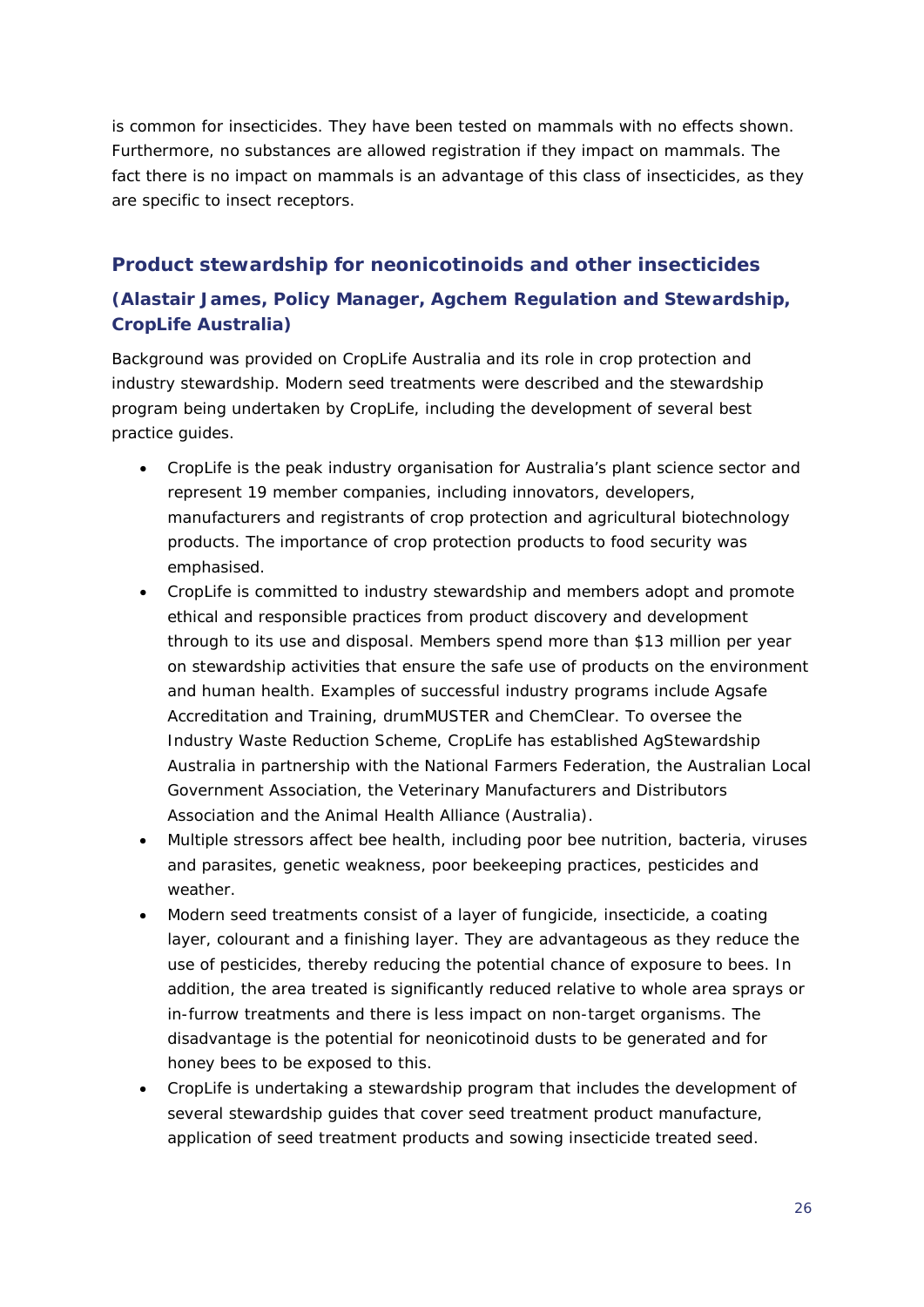is common for insecticides. They have been tested on mammals with no effects shown. Furthermore, no substances are allowed registration if they impact on mammals. The fact there is no impact on mammals is an advantage of this class of insecticides, as they are specific to insect receptors.

## Product stewardship for neonicotinoids and other insecticides

### (Alastair James, Policy Manager, Agchem Regulation and Stewardship, CropLife Australia)

Background was provided on CropLife Australia and its role in crop protection and industry stewardship. Modern seed treatments were described and the stewardship program being undertaken by CropLife, including the development of several best practice guides.

- CropLife is the peak industry organisation for Australia's plant science sector and represent 19 member companies, including innovators, developers, manufacturers and registrants of crop protection and agricultural biotechnology products. The importance of crop protection products to food security was emphasised.
- CropLife is committed to industry stewardship and members adopt and promote ethical and responsible practices from product discovery and development through to its use and disposal. Members spend more than $13 million per year on stewardship activities that ensure the safe use of products on the environment and human health. Examples of successful industry programs include Agsafe Accreditation and Training, drumMUSTER and ChemClear. To oversee the Industry Waste Reduction Scheme, CropLife has established AgStewardship Australia in partnership with the National Farmers Federation, the Australian Local Government Association, the Veterinary Manufacturers and Distributors Association and the Animal Health Alliance (Australia).
- Multiple stressors affect bee health, including poor bee nutrition, bacteria, viruses and parasites, genetic weakness, poor beekeeping practices, pesticides and weather.
- Modern seed treatments consist of a layer of fungicide, insecticide, a coating layer, colourant and a finishing layer. They are advantageous as they reduce the use of pesticides, thereby reducing the potential chance of exposure to bees. In addition, the area treated is significantly reduced relative to whole area sprays or in-furrow treatments and there is less impact on non-target organisms. The disadvantage is the potential for neonicotinoid dusts to be generated and for honey bees to be exposed to this.
- CropLife is undertaking a stewardship program that includes the development of several stewardship guides that cover seed treatment product manufacture, application of seed treatment products and sowing insecticide treated seed.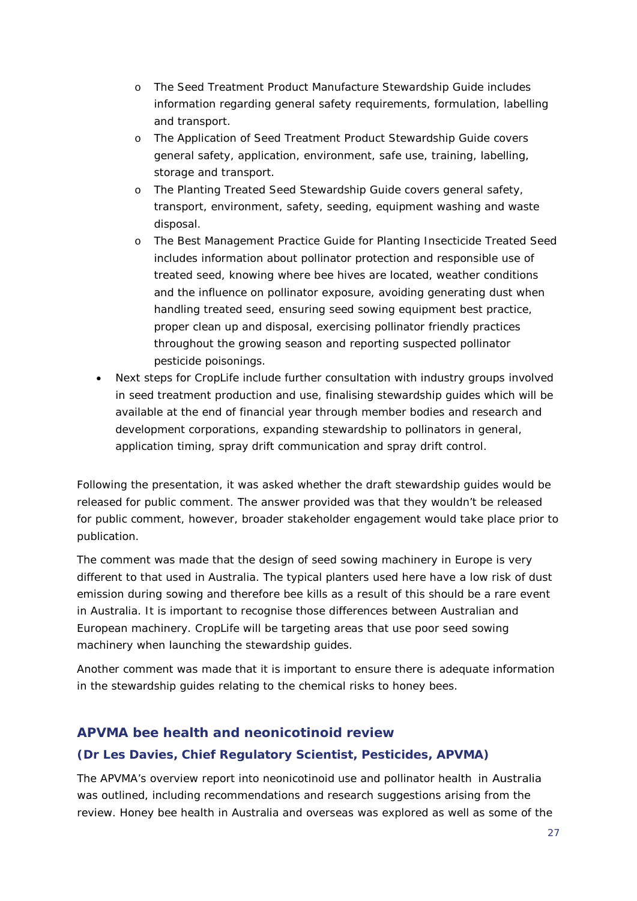- The Seed Treatment Product Manufacture Stewardship Guide includes information regarding general safety requirements, formulation, labelling and transport.
  - The Application of Seed Treatment Product Stewardship Guide covers general safety, application, environment, safe use, training, labelling, storage and transport.
  - The Planting Treated Seed Stewardship Guide covers general safety, transport, environment, safety, seeding, equipment washing and waste disposal.
  - The Best Management Practice Guide for Planting Insecticide Treated Seed includes information about pollinator protection and responsible use of treated seed, knowing where bee hives are located, weather conditions and the influence on pollinator exposure, avoiding generating dust when handling treated seed, ensuring seed sowing equipment best practice, proper clean up and disposal, exercising pollinator friendly practices throughout the growing season and reporting suspected pollinator pesticide poisonings.
- Next steps for CropLife include further consultation with industry groups involved in seed treatment production and use, finalising stewardship guides which will be available at the end of financial year through member bodies and research and development corporations, expanding stewardship to pollinators in general, application timing, spray drift communication and spray drift control.

Following the presentation, it was asked whether the draft stewardship guides would be released for public comment. The answer provided was that they wouldn't be released for public comment, however, broader stakeholder engagement would take place prior to publication.

The comment was made that the design of seed sowing machinery in Europe is very different to that used in Australia. The typical planters used here have a low risk of dust emission during sowing and therefore bee kills as a result of this should be a rare event in Australia. It is important to recognise those differences between Australian and European machinery. CropLife will be targeting areas that use poor seed sowing machinery when launching the stewardship guides.

Another comment was made that it is important to ensure there is adequate information in the stewardship guides relating to the chemical risks to honey bees.

## APVMA bee health and neonicotinoid review

### (Dr Les Davies, Chief Regulatory Scientist, Pesticides, APVMA)

The APVMA's overview report into neonicotinoid use and pollinator health in Australia was outlined, including recommendations and research suggestions arising from the review. Honey bee health in Australia and overseas was explored as well as some of the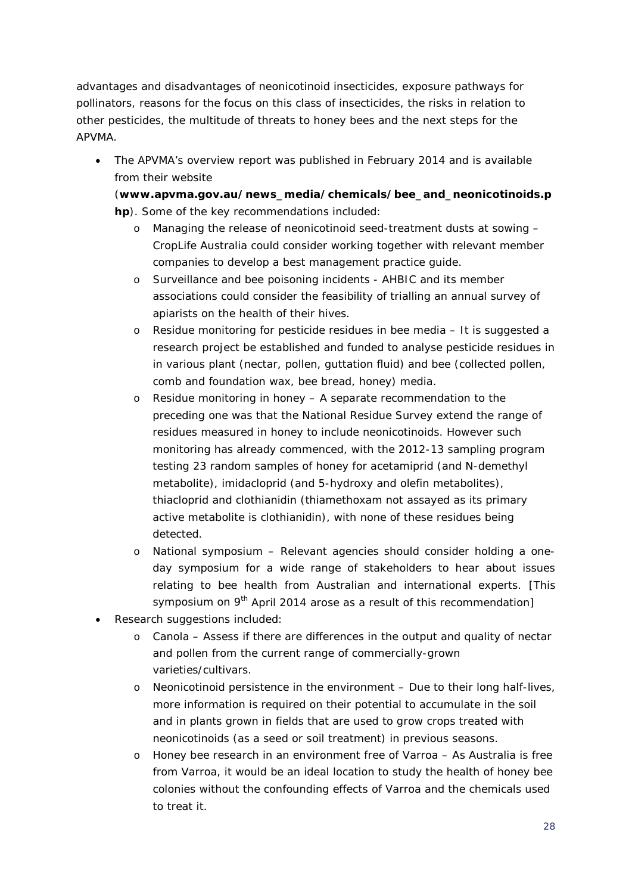advantages and disadvantages of neonicotinoid insecticides, exposure pathways for pollinators, reasons for the focus on this class of insecticides, the risks in relation to other pesticides, the multitude of threats to honey bees and the next steps for the APVMA.

- The APVMA's overview report was published in February 2014 and is available from their website (**www.apvma.gov.au/news_media/chemicals/bee_and_neonicotinoids.php**). Some of the key recommendations included:
  - Managing the release of neonicotinoid seed-treatment dusts at sowing – CropLife Australia could consider working together with relevant member companies to develop a best management practice guide.
  - Surveillance and bee poisoning incidents - AHBIC and its member associations could consider the feasibility of trialling an annual survey of apiarists on the health of their hives.
  - Residue monitoring for pesticide residues in bee media – It is suggested a research project be established and funded to analyse pesticide residues in in various plant (nectar, pollen, guttation fluid) and bee (collected pollen, comb and foundation wax, bee bread, honey) media.
  - Residue monitoring in honey – A separate recommendation to the preceding one was that the National Residue Survey extend the range of residues measured in honey to include neonicotinoids. However such monitoring has already commenced, with the 2012-13 sampling program testing 23 random samples of honey for acetamiprid (and N-demethyl metabolite), imidacloprid (and 5-hydroxy and olefin metabolites), thiacloprid and clothianidin (thiamethoxam not assayed as its primary active metabolite is clothianidin), with none of these residues being detected.
  - National symposium – Relevant agencies should consider holding a one-day symposium for a wide range of stakeholders to hear about issues relating to bee health from Australian and international experts. [This symposium on 9th April 2014 arose as a result of this recommendation]
- Research suggestions included:
  - Canola – Assess if there are differences in the output and quality of nectar and pollen from the current range of commercially-grown varieties/cultivars.
  - Neonicotinoid persistence in the environment – Due to their long half-lives, more information is required on their potential to accumulate in the soil and in plants grown in fields that are used to grow crops treated with neonicotinoids (as a seed or soil treatment) in previous seasons.
  - Honey bee research in an environment free of Varroa – As Australia is free from Varroa, it would be an ideal location to study the health of honey bee colonies without the confounding effects of Varroa and the chemicals used to treat it.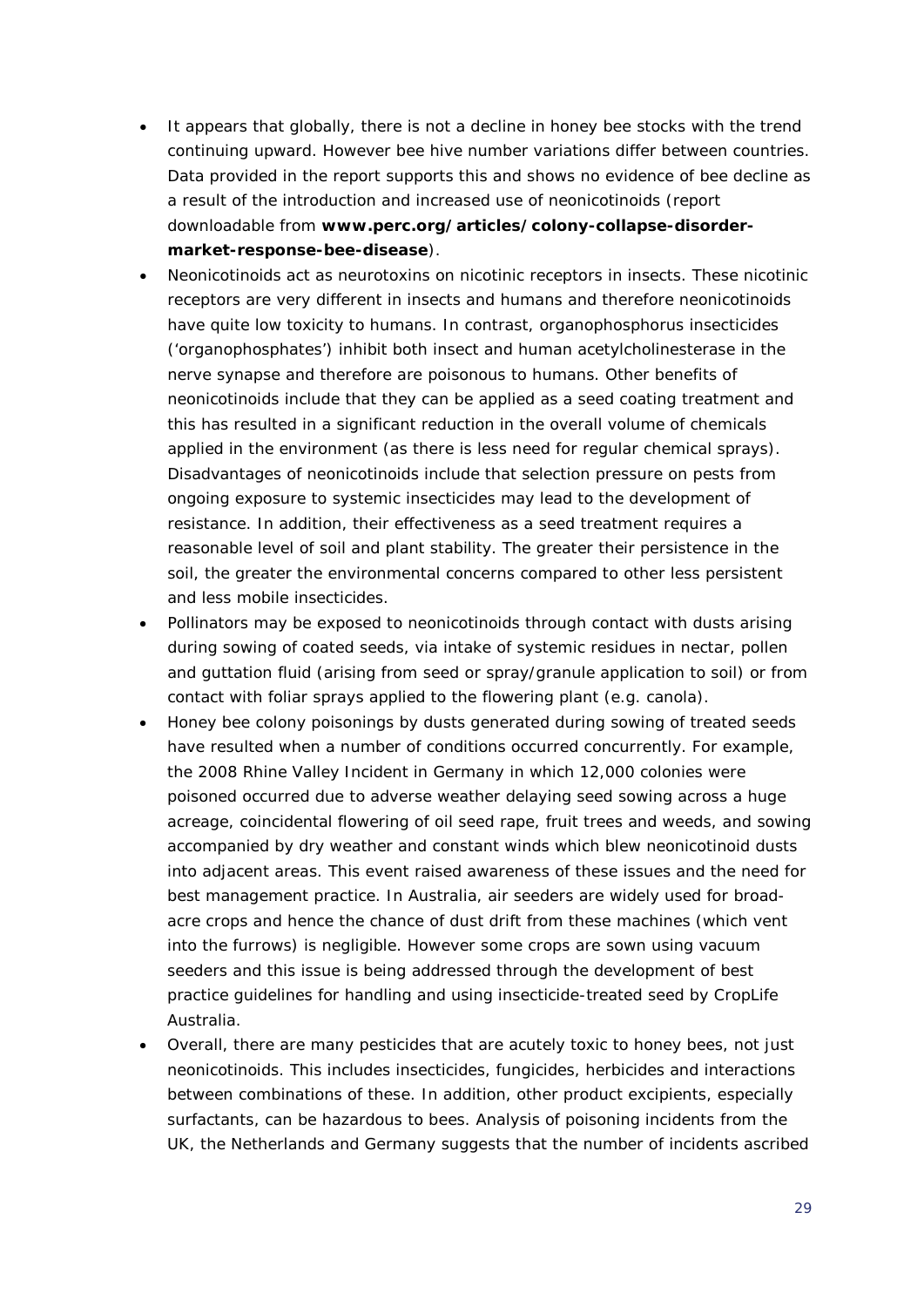- It appears that globally, there is not a decline in honey bee stocks with the trend continuing upward. However bee hive number variations differ between countries. Data provided in the report supports this and shows no evidence of bee decline as a result of the introduction and increased use of neonicotinoids (report downloadable from **www.perc.org/articles/colony-collapse-disorder-market-response-bee-disease**).
- Neonicotinoids act as neurotoxins on nicotinic receptors in insects. These nicotinic receptors are very different in insects and humans and therefore neonicotinoids have quite low toxicity to humans. In contrast, organophosphorus insecticides ('organophosphates') inhibit both insect and human acetylcholinesterase in the nerve synapse and therefore are poisonous to humans. Other benefits of neonicotinoids include that they can be applied as a seed coating treatment and this has resulted in a significant reduction in the overall volume of chemicals applied in the environment (as there is less need for regular chemical sprays). Disadvantages of neonicotinoids include that selection pressure on pests from ongoing exposure to systemic insecticides may lead to the development of resistance. In addition, their effectiveness as a seed treatment requires a reasonable level of soil and plant stability. The greater their persistence in the soil, the greater the environmental concerns compared to other less persistent and less mobile insecticides.
- Pollinators may be exposed to neonicotinoids through contact with dusts arising during sowing of coated seeds, via intake of systemic residues in nectar, pollen and guttation fluid (arising from seed or spray/granule application to soil) or from contact with foliar sprays applied to the flowering plant (e.g. canola).
- Honey bee colony poisonings by dusts generated during sowing of treated seeds have resulted when a number of conditions occurred concurrently. For example, the 2008 Rhine Valley Incident in Germany in which 12,000 colonies were poisoned occurred due to adverse weather delaying seed sowing across a huge acreage, coincidental flowering of oil seed rape, fruit trees and weeds, and sowing accompanied by dry weather and constant winds which blew neonicotinoid dusts into adjacent areas. This event raised awareness of these issues and the need for best management practice. In Australia, air seeders are widely used for broad-acre crops and hence the chance of dust drift from these machines (which vent into the furrows) is negligible. However some crops are sown using vacuum seeders and this issue is being addressed through the development of best practice guidelines for handling and using insecticide-treated seed by CropLife Australia.
- Overall, there are many pesticides that are acutely toxic to honey bees, not just neonicotinoids. This includes insecticides, fungicides, herbicides and interactions between combinations of these. In addition, other product excipients, especially surfactants, can be hazardous to bees. Analysis of poisoning incidents from the UK, the Netherlands and Germany suggests that the number of incidents ascribed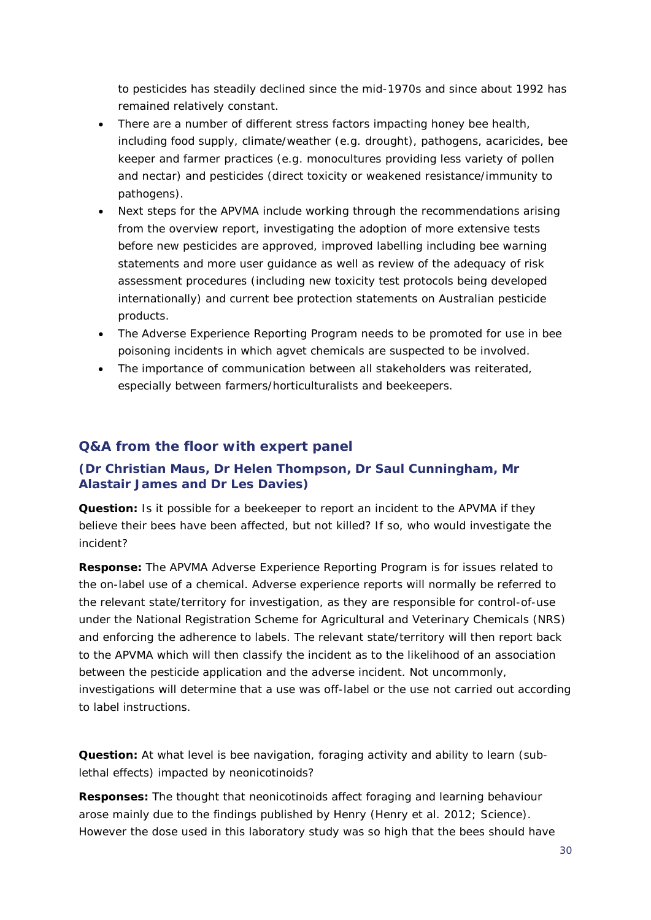to pesticides has steadily declined since the mid-1970s and since about 1992 has remained relatively constant.

- There are a number of different stress factors impacting honey bee health, including food supply, climate/weather (e.g. drought), pathogens, acaricides, bee keeper and farmer practices (e.g. monocultures providing less variety of pollen and nectar) and pesticides (direct toxicity or weakened resistance/immunity to pathogens).
- Next steps for the APVMA include working through the recommendations arising from the overview report, investigating the adoption of more extensive tests before new pesticides are approved, improved labelling including bee warning statements and more user guidance as well as review of the adequacy of risk assessment procedures (including new toxicity test protocols being developed internationally) and current bee protection statements on Australian pesticide products.
- The Adverse Experience Reporting Program needs to be promoted for use in bee poisoning incidents in which agvet chemicals are suspected to be involved.
- The importance of communication between all stakeholders was reiterated, especially between farmers/horticulturalists and beekeepers.

## Q&A from the floor with expert panel

### (Dr Christian Maus, Dr Helen Thompson, Dr Saul Cunningham, Mr Alastair James and Dr Les Davies)

**Question:** Is it possible for a beekeeper to report an incident to the APVMA if they believe their bees have been affected, but not killed? If so, who would investigate the incident?

**Response:** The APVMA Adverse Experience Reporting Program is for issues related to the on-label use of a chemical. Adverse experience reports will normally be referred to the relevant state/territory for investigation, as they are responsible for control-of-use under the National Registration Scheme for Agricultural and Veterinary Chemicals (NRS) and enforcing the adherence to labels. The relevant state/territory will then report back to the APVMA which will then classify the incident as to the likelihood of an association between the pesticide application and the adverse incident. Not uncommonly, investigations will determine that a use was off-label or the use not carried out according to label instructions.

**Question:** At what level is bee navigation, foraging activity and ability to learn (sub-lethal effects) impacted by neonicotinoids?

**Responses:** The thought that neonicotinoids affect foraging and learning behaviour arose mainly due to the findings published by Henry (Henry et al. 2012; Science). However the dose used in this laboratory study was so high that the bees should have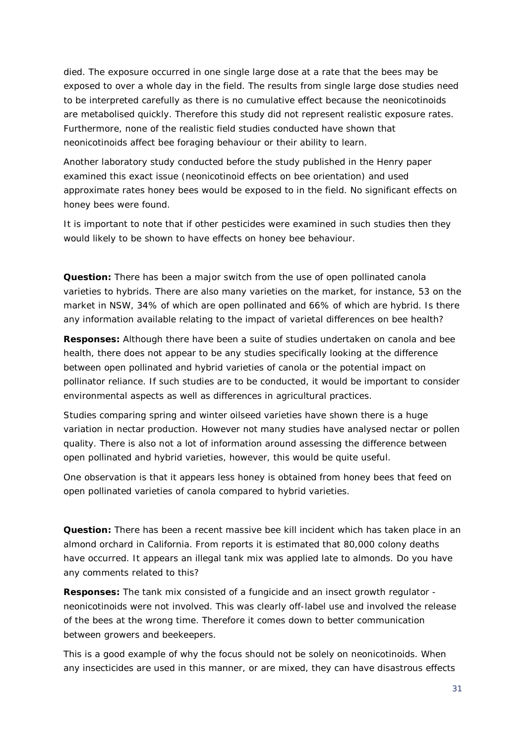died. The exposure occurred in one single large dose at a rate that the bees may be exposed to over a whole day in the field. The results from single large dose studies need to be interpreted carefully as there is no cumulative effect because the neonicotinoids are metabolised quickly. Therefore this study did not represent realistic exposure rates. Furthermore, none of the realistic field studies conducted have shown that neonicotinoids affect bee foraging behaviour or their ability to learn.

Another laboratory study conducted before the study published in the Henry paper examined this exact issue (neonicotinoid effects on bee orientation) and used approximate rates honey bees would be exposed to in the field. No significant effects on honey bees were found.

It is important to note that if other pesticides were examined in such studies then they would likely to be shown to have effects on honey bee behaviour.

**Question:** There has been a major switch from the use of open pollinated canola varieties to hybrids. There are also many varieties on the market, for instance, 53 on the market in NSW, 34% of which are open pollinated and 66% of which are hybrid. Is there any information available relating to the impact of varietal differences on bee health?

**Responses:** Although there have been a suite of studies undertaken on canola and bee health, there does not appear to be any studies specifically looking at the difference between open pollinated and hybrid varieties of canola or the potential impact on pollinator reliance. If such studies are to be conducted, it would be important to consider environmental aspects as well as differences in agricultural practices.

Studies comparing spring and winter oilseed varieties have shown there is a huge variation in nectar production. However not many studies have analysed nectar or pollen quality. There is also not a lot of information around assessing the difference between open pollinated and hybrid varieties, however, this would be quite useful.

One observation is that it appears less honey is obtained from honey bees that feed on open pollinated varieties of canola compared to hybrid varieties.

**Question:** There has been a recent massive bee kill incident which has taken place in an almond orchard in California. From reports it is estimated that 80,000 colony deaths have occurred. It appears an illegal tank mix was applied late to almonds. Do you have any comments related to this?

**Responses:** The tank mix consisted of a fungicide and an insect growth regulator - neonicotinoids were not involved. This was clearly off-label use and involved the release of the bees at the wrong time. Therefore it comes down to better communication between growers and beekeepers.

This is a good example of why the focus should not be solely on neonicotinoids. When any insecticides are used in this manner, or are mixed, they can have disastrous effects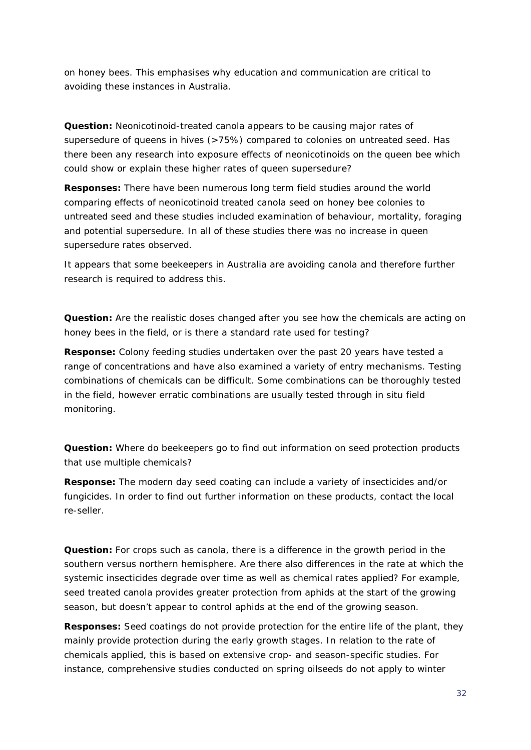on honey bees. This emphasises why education and communication are critical to avoiding these instances in Australia.

**Question:** Neonicotinoid-treated canola appears to be causing major rates of supersedure of queens in hives (>75%) compared to colonies on untreated seed. Has there been any research into exposure effects of neonicotinoids on the queen bee which could show or explain these higher rates of queen supersedure?

**Responses:** There have been numerous long term field studies around the world comparing effects of neonicotinoid treated canola seed on honey bee colonies to untreated seed and these studies included examination of behaviour, mortality, foraging and potential supersedure. In all of these studies there was no increase in queen supersedure rates observed.

It appears that some beekeepers in Australia are avoiding canola and therefore further research is required to address this.

**Question:** Are the realistic doses changed after you see how the chemicals are acting on honey bees in the field, or is there a standard rate used for testing?

**Response:** Colony feeding studies undertaken over the past 20 years have tested a range of concentrations and have also examined a variety of entry mechanisms. Testing combinations of chemicals can be difficult. Some combinations can be thoroughly tested in the field, however erratic combinations are usually tested through in situ field monitoring.

**Question:** Where do beekeepers go to find out information on seed protection products that use multiple chemicals?

**Response:** The modern day seed coating can include a variety of insecticides and/or fungicides. In order to find out further information on these products, contact the local re-seller.

**Question:** For crops such as canola, there is a difference in the growth period in the southern versus northern hemisphere. Are there also differences in the rate at which the systemic insecticides degrade over time as well as chemical rates applied? For example, seed treated canola provides greater protection from aphids at the start of the growing season, but doesn't appear to control aphids at the end of the growing season.

**Responses:** Seed coatings do not provide protection for the entire life of the plant, they mainly provide protection during the early growth stages. In relation to the rate of chemicals applied, this is based on extensive crop- and season-specific studies. For instance, comprehensive studies conducted on spring oilseeds do not apply to winter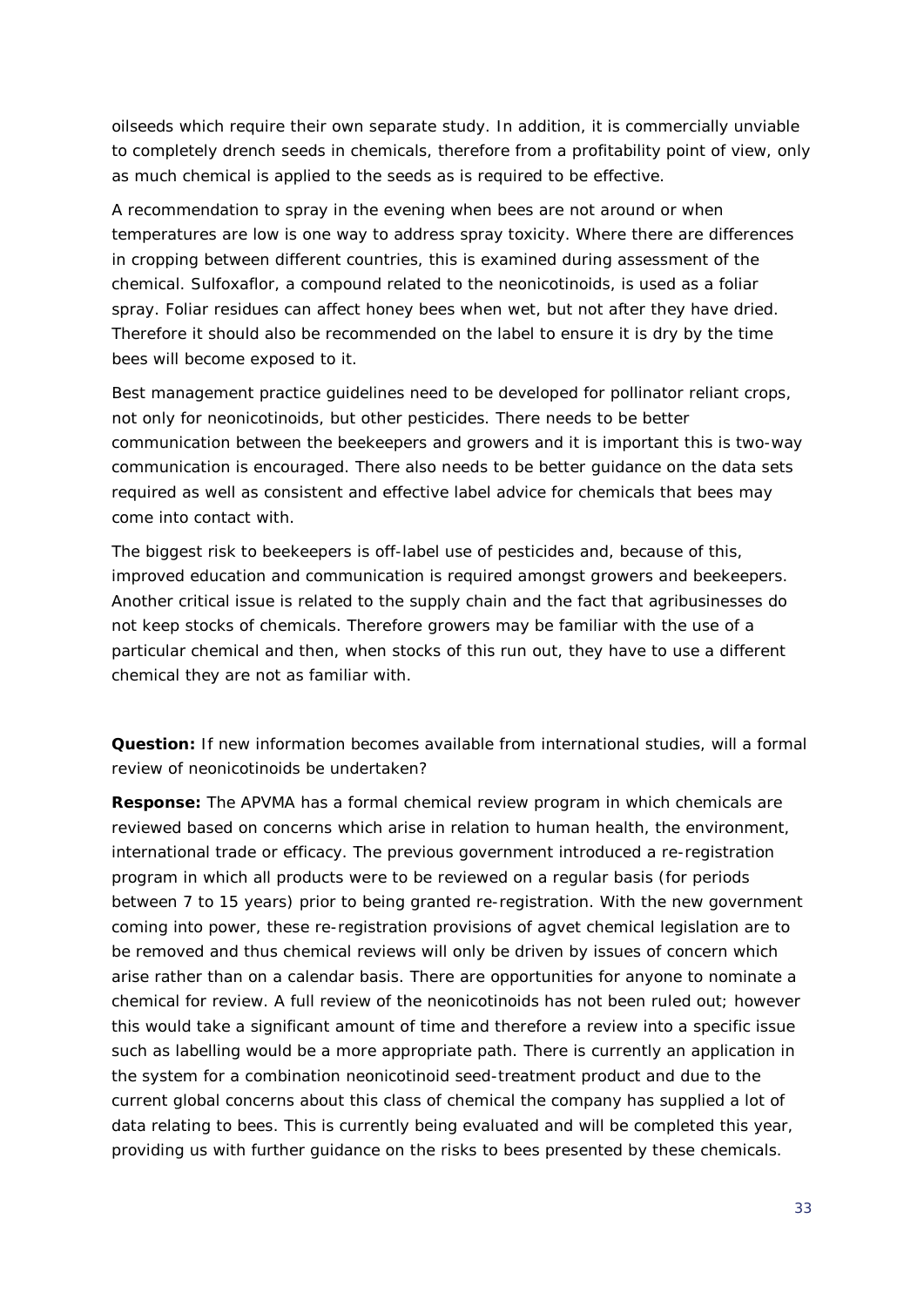oilseeds which require their own separate study. In addition, it is commercially unviable to completely drench seeds in chemicals, therefore from a profitability point of view, only as much chemical is applied to the seeds as is required to be effective.

A recommendation to spray in the evening when bees are not around or when temperatures are low is one way to address spray toxicity. Where there are differences in cropping between different countries, this is examined during assessment of the chemical. Sulfoxaflor, a compound related to the neonicotinoids, is used as a foliar spray. Foliar residues can affect honey bees when wet, but not after they have dried. Therefore it should also be recommended on the label to ensure it is dry by the time bees will become exposed to it.

Best management practice guidelines need to be developed for pollinator reliant crops, not only for neonicotinoids, but other pesticides. There needs to be better communication between the beekeepers and growers and it is important this is two-way communication is encouraged. There also needs to be better guidance on the data sets required as well as consistent and effective label advice for chemicals that bees may come into contact with.

The biggest risk to beekeepers is off-label use of pesticides and, because of this, improved education and communication is required amongst growers and beekeepers. Another critical issue is related to the supply chain and the fact that agribusinesses do not keep stocks of chemicals. Therefore growers may be familiar with the use of a particular chemical and then, when stocks of this run out, they have to use a different chemical they are not as familiar with.

**Question:** If new information becomes available from international studies, will a formal review of neonicotinoids be undertaken?

**Response:** The APVMA has a formal chemical review program in which chemicals are reviewed based on concerns which arise in relation to human health, the environment, international trade or efficacy. The previous government introduced a re-registration program in which all products were to be reviewed on a regular basis (for periods between 7 to 15 years) prior to being granted re-registration. With the new government coming into power, these re-registration provisions of agvet chemical legislation are to be removed and thus chemical reviews will only be driven by issues of concern which arise rather than on a calendar basis. There are opportunities for anyone to nominate a chemical for review. A full review of the neonicotinoids has not been ruled out; however this would take a significant amount of time and therefore a review into a specific issue such as labelling would be a more appropriate path. There is currently an application in the system for a combination neonicotinoid seed-treatment product and due to the current global concerns about this class of chemical the company has supplied a lot of data relating to bees. This is currently being evaluated and will be completed this year, providing us with further guidance on the risks to bees presented by these chemicals.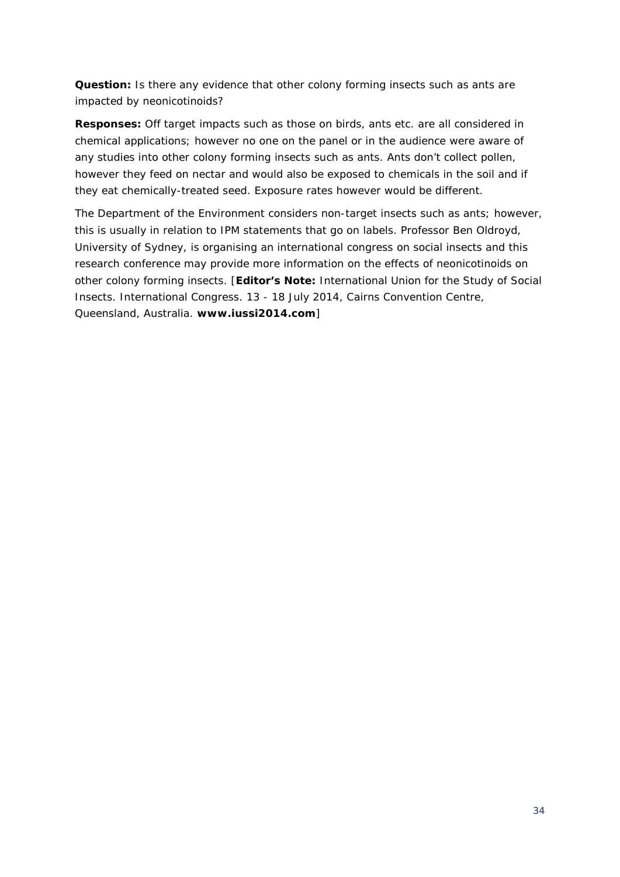**Question:** Is there any evidence that other colony forming insects such as ants are impacted by neonicotinoids?

**Responses:** Off target impacts such as those on birds, ants etc. are all considered in chemical applications; however no one on the panel or in the audience were aware of any studies into other colony forming insects such as ants. Ants don't collect pollen, however they feed on nectar and would also be exposed to chemicals in the soil and if they eat chemically-treated seed. Exposure rates however would be different.

The Department of the Environment considers non-target insects such as ants; however, this is usually in relation to IPM statements that go on labels. Professor Ben Oldroyd, University of Sydney, is organising an international congress on social insects and this research conference may provide more information on the effects of neonicotinoids on other colony forming insects. [**Editor's Note:** International Union for the Study of Social Insects. International Congress. 13 - 18 July 2014, Cairns Convention Centre, Queensland, Australia. **www.iussi2014.com**]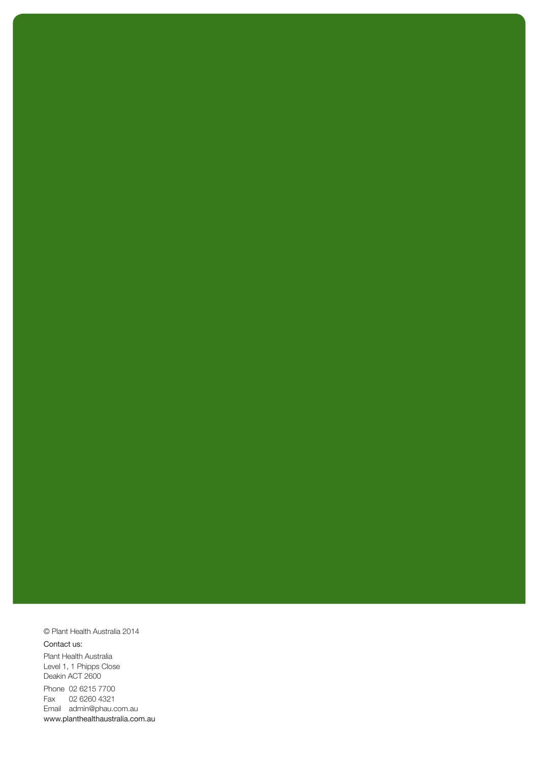© Plant Health Australia 2014

Contact us:

Plant Health Australia
Level 1, 1 Phipps Close
Deakin ACT 2600

Phone 02 6215 7700
Fax 02 6260 4321
Email admin@phau.com.au
www.planthealthaustralia.com.au